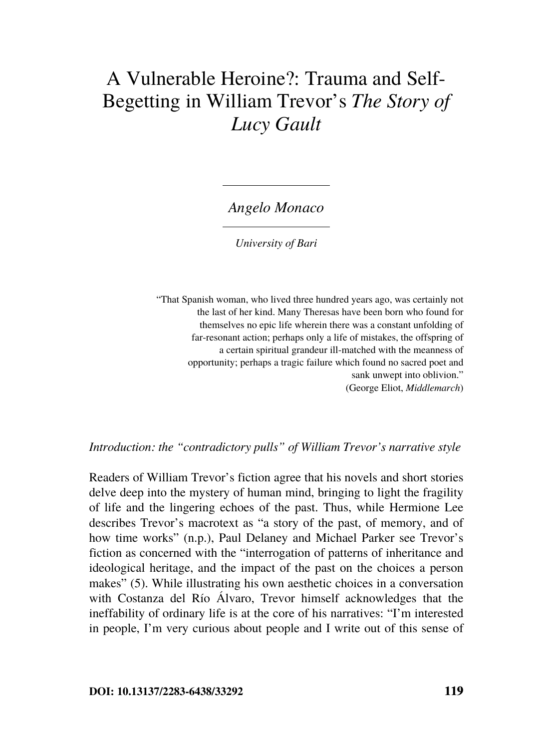# A Vulnerable Heroine?: Trauma and Self-Begetting in William Trevor's *The Story of Lucy Gault*

*Angelo Monaco*

*University of Bari*

> "That Spanish woman, who lived three hundred years ago, was certainly not the last of her kind. Many Theresas have been born who found for themselves no epic life wherein there was a constant unfolding of far-resonant action; perhaps only a life of mistakes, the offspring of a certain spiritual grandeur ill-matched with the meanness of opportunity; perhaps a tragic failure which found no sacred poet and sank unwept into oblivion."
> (George Eliot, *Middlemarch*)

## *Introduction: the "contradictory pulls" of William Trevor's narrative style*

Readers of William Trevor's fiction agree that his novels and short stories delve deep into the mystery of human mind, bringing to light the fragility of life and the lingering echoes of the past. Thus, while Hermione Lee describes Trevor's macrotext as "a story of the past, of memory, and of how time works" (n.p.), Paul Delaney and Michael Parker see Trevor's fiction as concerned with the "interrogation of patterns of inheritance and ideological heritage, and the impact of the past on the choices a person makes" (5). While illustrating his own aesthetic choices in a conversation with Costanza del Río Álvaro, Trevor himself acknowledges that the ineffability of ordinary life is at the core of his narratives: "I'm interested in people, I'm very curious about people and I write out of this sense of

DOI: 10.13137/2283-6438/33292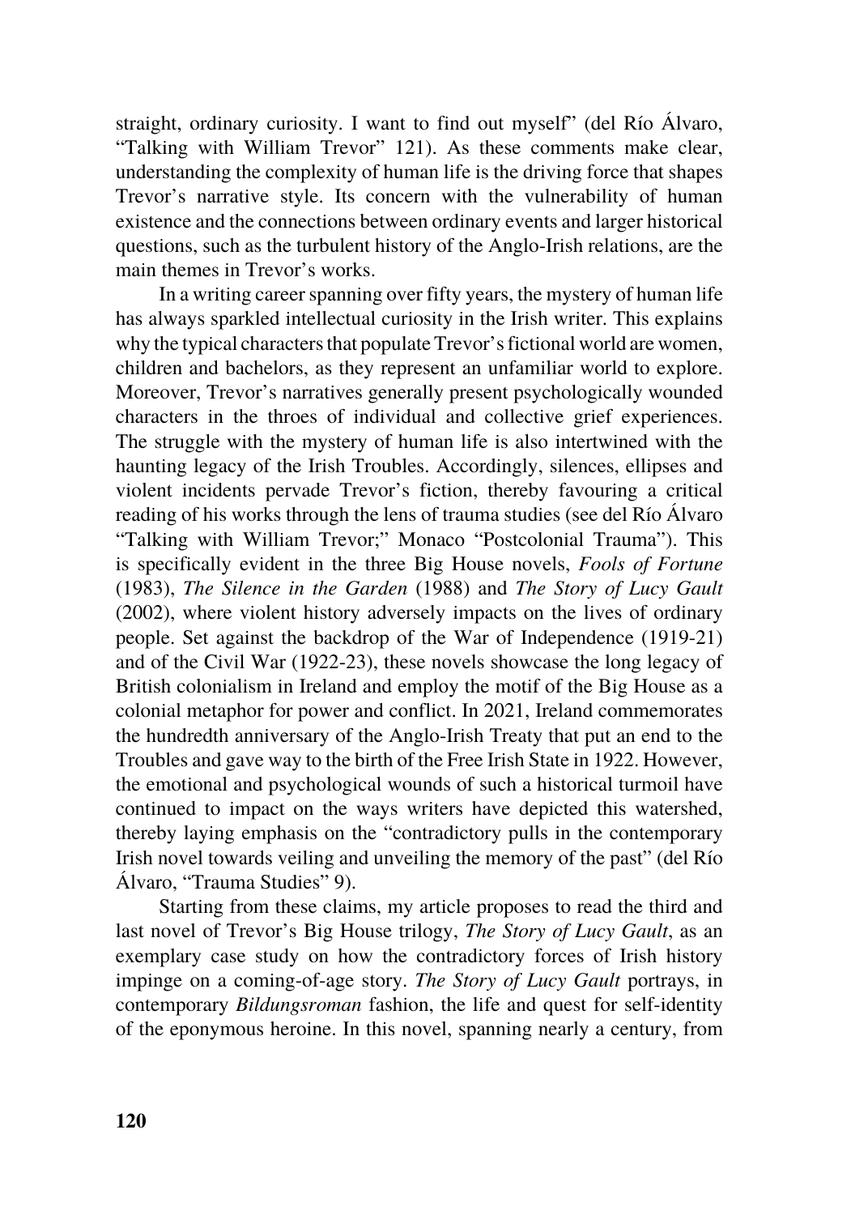straight, ordinary curiosity. I want to find out myself" (del Río Álvaro, "Talking with William Trevor" 121). As these comments make clear, understanding the complexity of human life is the driving force that shapes Trevor's narrative style. Its concern with the vulnerability of human existence and the connections between ordinary events and larger historical questions, such as the turbulent history of the Anglo-Irish relations, are the main themes in Trevor's works.

In a writing career spanning over fifty years, the mystery of human life has always sparkled intellectual curiosity in the Irish writer. This explains why the typical characters that populate Trevor's fictional world are women, children and bachelors, as they represent an unfamiliar world to explore. Moreover, Trevor's narratives generally present psychologically wounded characters in the throes of individual and collective grief experiences. The struggle with the mystery of human life is also intertwined with the haunting legacy of the Irish Troubles. Accordingly, silences, ellipses and violent incidents pervade Trevor's fiction, thereby favouring a critical reading of his works through the lens of trauma studies (see del Río Álvaro "Talking with William Trevor;" Monaco "Postcolonial Trauma"). This is specifically evident in the three Big House novels, *Fools of Fortune* (1983), *The Silence in the Garden* (1988) and *The Story of Lucy Gault* (2002), where violent history adversely impacts on the lives of ordinary people. Set against the backdrop of the War of Independence (1919-21) and of the Civil War (1922-23), these novels showcase the long legacy of British colonialism in Ireland and employ the motif of the Big House as a colonial metaphor for power and conflict. In 2021, Ireland commemorates the hundredth anniversary of the Anglo-Irish Treaty that put an end to the Troubles and gave way to the birth of the Free Irish State in 1922. However, the emotional and psychological wounds of such a historical turmoil have continued to impact on the ways writers have depicted this watershed, thereby laying emphasis on the "contradictory pulls in the contemporary Irish novel towards veiling and unveiling the memory of the past" (del Río Álvaro, "Trauma Studies" 9).

Starting from these claims, my article proposes to read the third and last novel of Trevor's Big House trilogy, *The Story of Lucy Gault*, as an exemplary case study on how the contradictory forces of Irish history impinge on a coming-of-age story. *The Story of Lucy Gault* portrays, in contemporary *Bildungsroman* fashion, the life and quest for self-identity of the eponymous heroine. In this novel, spanning nearly a century, from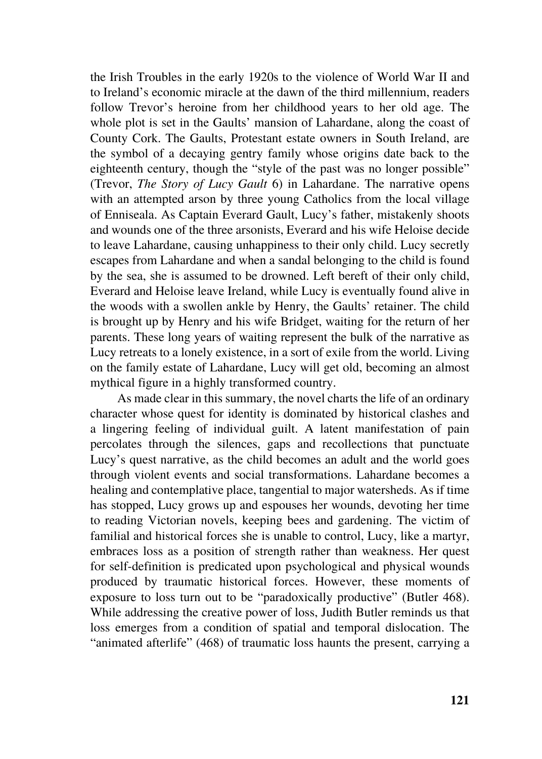the Irish Troubles in the early 1920s to the violence of World War II and to Ireland's economic miracle at the dawn of the third millennium, readers follow Trevor's heroine from her childhood years to her old age. The whole plot is set in the Gaults' mansion of Lahardane, along the coast of County Cork. The Gaults, Protestant estate owners in South Ireland, are the symbol of a decaying gentry family whose origins date back to the eighteenth century, though the "style of the past was no longer possible" (Trevor, *The Story of Lucy Gault* 6) in Lahardane. The narrative opens with an attempted arson by three young Catholics from the local village of Enniseala. As Captain Everard Gault, Lucy's father, mistakenly shoots and wounds one of the three arsonists, Everard and his wife Heloise decide to leave Lahardane, causing unhappiness to their only child. Lucy secretly escapes from Lahardane and when a sandal belonging to the child is found by the sea, she is assumed to be drowned. Left bereft of their only child, Everard and Heloise leave Ireland, while Lucy is eventually found alive in the woods with a swollen ankle by Henry, the Gaults' retainer. The child is brought up by Henry and his wife Bridget, waiting for the return of her parents. These long years of waiting represent the bulk of the narrative as Lucy retreats to a lonely existence, in a sort of exile from the world. Living on the family estate of Lahardane, Lucy will get old, becoming an almost mythical figure in a highly transformed country.

As made clear in this summary, the novel charts the life of an ordinary character whose quest for identity is dominated by historical clashes and a lingering feeling of individual guilt. A latent manifestation of pain percolates through the silences, gaps and recollections that punctuate Lucy's quest narrative, as the child becomes an adult and the world goes through violent events and social transformations. Lahardane becomes a healing and contemplative place, tangential to major watersheds. As if time has stopped, Lucy grows up and espouses her wounds, devoting her time to reading Victorian novels, keeping bees and gardening. The victim of familial and historical forces she is unable to control, Lucy, like a martyr, embraces loss as a position of strength rather than weakness. Her quest for self-definition is predicated upon psychological and physical wounds produced by traumatic historical forces. However, these moments of exposure to loss turn out to be "paradoxically productive" (Butler 468). While addressing the creative power of loss, Judith Butler reminds us that loss emerges from a condition of spatial and temporal dislocation. The "animated afterlife" (468) of traumatic loss haunts the present, carrying a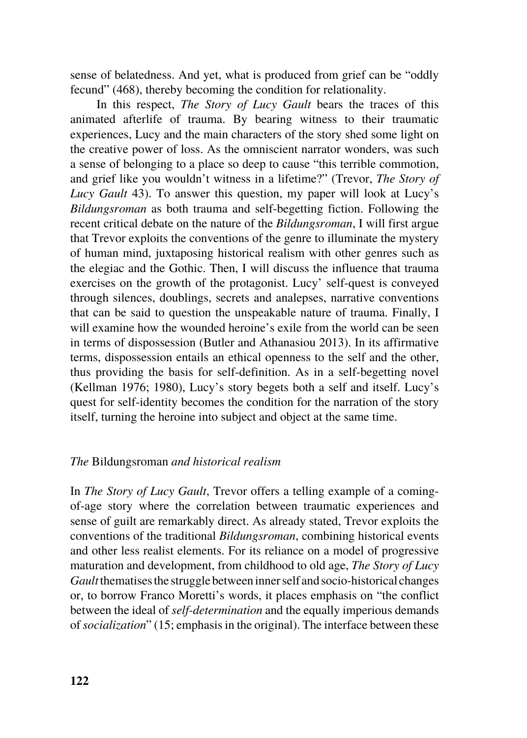sense of belatedness. And yet, what is produced from grief can be "oddly fecund" (468), thereby becoming the condition for relationality.

In this respect, *The Story of Lucy Gault* bears the traces of this animated afterlife of trauma. By bearing witness to their traumatic experiences, Lucy and the main characters of the story shed some light on the creative power of loss. As the omniscient narrator wonders, was such a sense of belonging to a place so deep to cause "this terrible commotion, and grief like you wouldn't witness in a lifetime?" (Trevor, *The Story of Lucy Gault* 43). To answer this question, my paper will look at Lucy's *Bildungsroman* as both trauma and self-begetting fiction. Following the recent critical debate on the nature of the *Bildungsroman*, I will first argue that Trevor exploits the conventions of the genre to illuminate the mystery of human mind, juxtaposing historical realism with other genres such as the elegiac and the Gothic. Then, I will discuss the influence that trauma exercises on the growth of the protagonist. Lucy' self-quest is conveyed through silences, doublings, secrets and analepses, narrative conventions that can be said to question the unspeakable nature of trauma. Finally, I will examine how the wounded heroine's exile from the world can be seen in terms of dispossession (Butler and Athanasiou 2013). In its affirmative terms, dispossession entails an ethical openness to the self and the other, thus providing the basis for self-definition. As in a self-begetting novel (Kellman 1976; 1980), Lucy's story begets both a self and itself. Lucy's quest for self-identity becomes the condition for the narration of the story itself, turning the heroine into subject and object at the same time.

## *The* Bildungsroman *and historical realism*

In *The Story of Lucy Gault*, Trevor offers a telling example of a coming-of-age story where the correlation between traumatic experiences and sense of guilt are remarkably direct. As already stated, Trevor exploits the conventions of the traditional *Bildungsroman*, combining historical events and other less realist elements. For its reliance on a model of progressive maturation and development, from childhood to old age, *The Story of Lucy Gault* thematises the struggle between inner self and socio-historical changes or, to borrow Franco Moretti's words, it places emphasis on "the conflict between the ideal of *self-determination* and the equally imperious demands of *socialization*" (15; emphasis in the original). The interface between these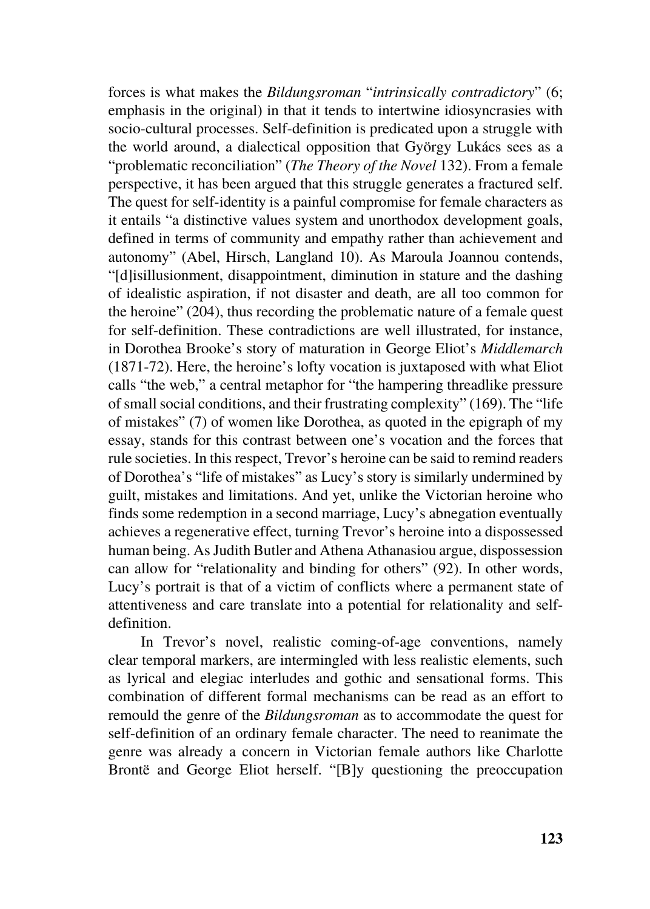forces is what makes the *Bildungsroman* "*intrinsically contradictory*" (6; emphasis in the original) in that it tends to intertwine idiosyncrasies with socio-cultural processes. Self-definition is predicated upon a struggle with the world around, a dialectical opposition that György Lukács sees as a "problematic reconciliation" (*The Theory of the Novel* 132). From a female perspective, it has been argued that this struggle generates a fractured self. The quest for self-identity is a painful compromise for female characters as it entails "a distinctive values system and unorthodox development goals, defined in terms of community and empathy rather than achievement and autonomy" (Abel, Hirsch, Langland 10). As Maroula Joannou contends, "[d]isillusionment, disappointment, diminution in stature and the dashing of idealistic aspiration, if not disaster and death, are all too common for the heroine" (204), thus recording the problematic nature of a female quest for self-definition. These contradictions are well illustrated, for instance, in Dorothea Brooke's story of maturation in George Eliot's *Middlemarch* (1871-72). Here, the heroine's lofty vocation is juxtaposed with what Eliot calls "the web," a central metaphor for "the hampering threadlike pressure of small social conditions, and their frustrating complexity" (169). The "life of mistakes" (7) of women like Dorothea, as quoted in the epigraph of my essay, stands for this contrast between one's vocation and the forces that rule societies. In this respect, Trevor's heroine can be said to remind readers of Dorothea's "life of mistakes" as Lucy's story is similarly undermined by guilt, mistakes and limitations. And yet, unlike the Victorian heroine who finds some redemption in a second marriage, Lucy's abnegation eventually achieves a regenerative effect, turning Trevor's heroine into a dispossessed human being. As Judith Butler and Athena Athanasiou argue, dispossession can allow for "relationality and binding for others" (92). In other words, Lucy's portrait is that of a victim of conflicts where a permanent state of attentiveness and care translate into a potential for relationality and self-definition.

In Trevor's novel, realistic coming-of-age conventions, namely clear temporal markers, are intermingled with less realistic elements, such as lyrical and elegiac interludes and gothic and sensational forms. This combination of different formal mechanisms can be read as an effort to remould the genre of the *Bildungsroman* as to accommodate the quest for self-definition of an ordinary female character. The need to reanimate the genre was already a concern in Victorian female authors like Charlotte Brontë and George Eliot herself. "[B]y questioning the preoccupation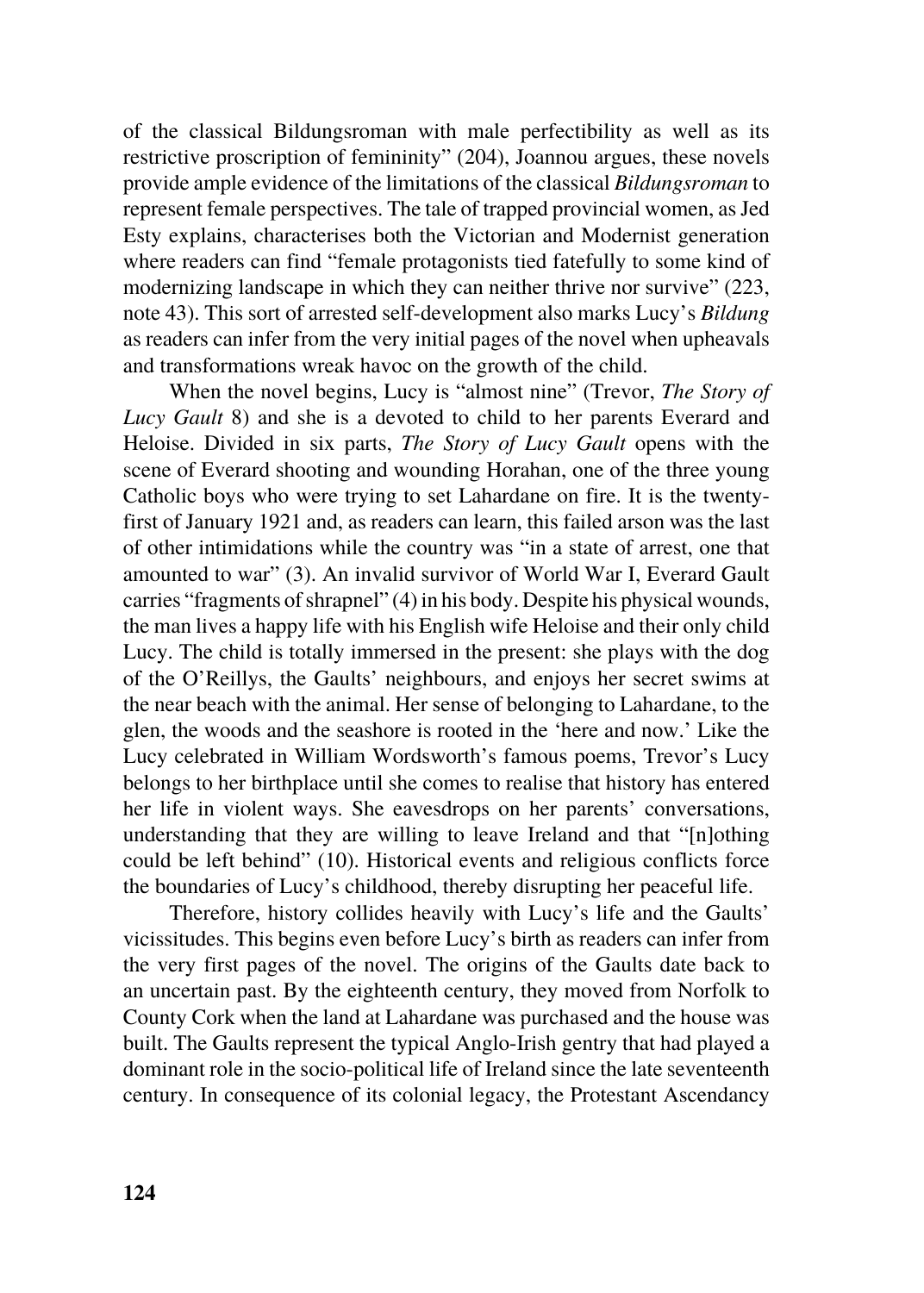of the classical Bildungsroman with male perfectibility as well as its restrictive proscription of femininity" (204), Joannou argues, these novels provide ample evidence of the limitations of the classical *Bildungsroman* to represent female perspectives. The tale of trapped provincial women, as Jed Esty explains, characterises both the Victorian and Modernist generation where readers can find "female protagonists tied fatefully to some kind of modernizing landscape in which they can neither thrive nor survive" (223, note 43). This sort of arrested self-development also marks Lucy's *Bildung* as readers can infer from the very initial pages of the novel when upheavals and transformations wreak havoc on the growth of the child.

When the novel begins, Lucy is "almost nine" (Trevor, *The Story of Lucy Gault* 8) and she is a devoted to child to her parents Everard and Heloise. Divided in six parts, *The Story of Lucy Gault* opens with the scene of Everard shooting and wounding Horahan, one of the three young Catholic boys who were trying to set Lahardane on fire. It is the twenty-first of January 1921 and, as readers can learn, this failed arson was the last of other intimidations while the country was "in a state of arrest, one that amounted to war" (3). An invalid survivor of World War I, Everard Gault carries "fragments of shrapnel" (4) in his body. Despite his physical wounds, the man lives a happy life with his English wife Heloise and their only child Lucy. The child is totally immersed in the present: she plays with the dog of the O'Reillys, the Gaults' neighbours, and enjoys her secret swims at the near beach with the animal. Her sense of belonging to Lahardane, to the glen, the woods and the seashore is rooted in the 'here and now.' Like the Lucy celebrated in William Wordsworth's famous poems, Trevor's Lucy belongs to her birthplace until she comes to realise that history has entered her life in violent ways. She eavesdrops on her parents' conversations, understanding that they are willing to leave Ireland and that "[n]othing could be left behind" (10). Historical events and religious conflicts force the boundaries of Lucy's childhood, thereby disrupting her peaceful life.

Therefore, history collides heavily with Lucy's life and the Gaults' vicissitudes. This begins even before Lucy's birth as readers can infer from the very first pages of the novel. The origins of the Gaults date back to an uncertain past. By the eighteenth century, they moved from Norfolk to County Cork when the land at Lahardane was purchased and the house was built. The Gaults represent the typical Anglo-Irish gentry that had played a dominant role in the socio-political life of Ireland since the late seventeenth century. In consequence of its colonial legacy, the Protestant Ascendancy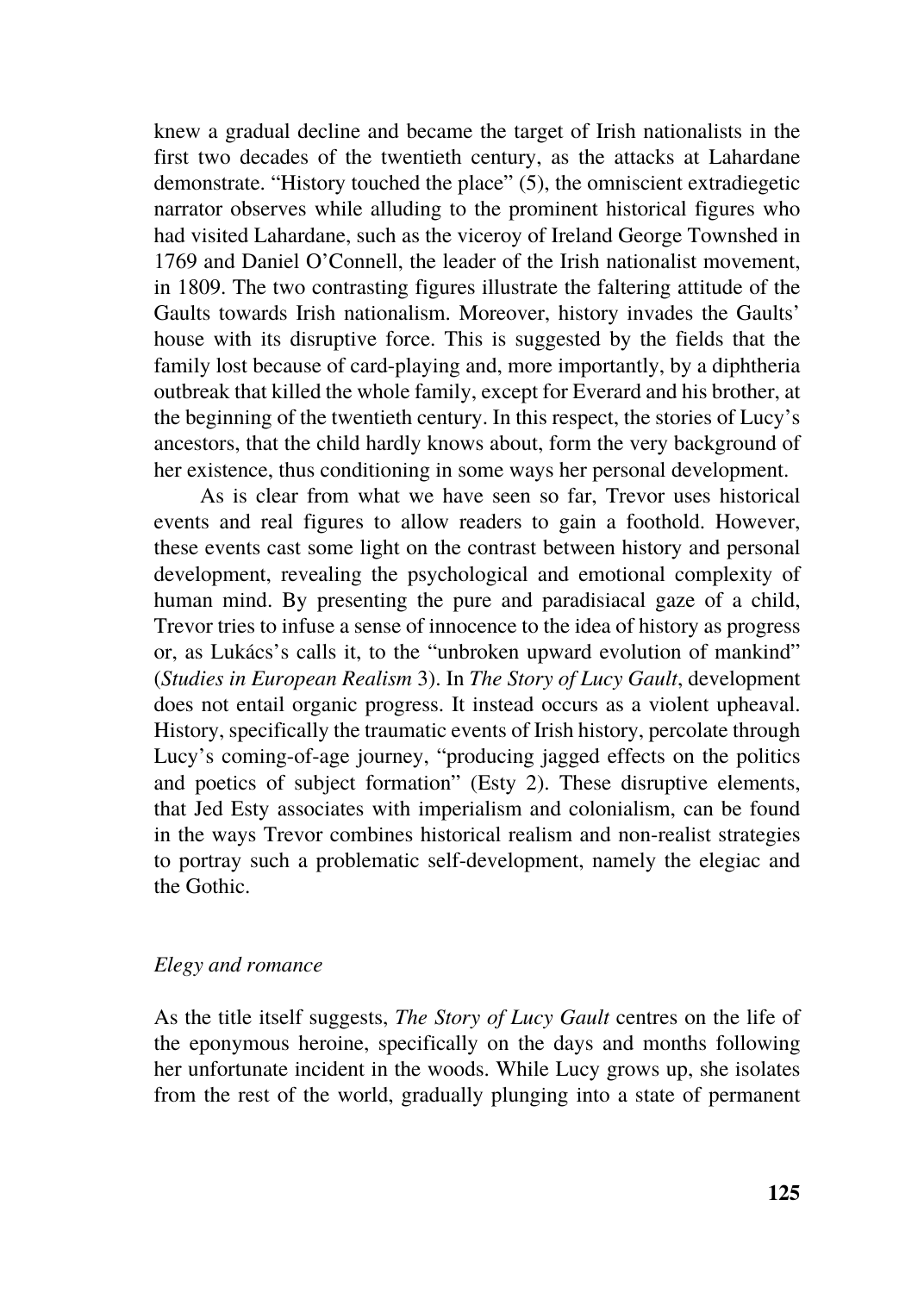knew a gradual decline and became the target of Irish nationalists in the first two decades of the twentieth century, as the attacks at Lahardane demonstrate. "History touched the place" (5), the omniscient extradiegetic narrator observes while alluding to the prominent historical figures who had visited Lahardane, such as the viceroy of Ireland George Townshed in 1769 and Daniel O'Connell, the leader of the Irish nationalist movement, in 1809. The two contrasting figures illustrate the faltering attitude of the Gaults towards Irish nationalism. Moreover, history invades the Gaults' house with its disruptive force. This is suggested by the fields that the family lost because of card-playing and, more importantly, by a diphtheria outbreak that killed the whole family, except for Everard and his brother, at the beginning of the twentieth century. In this respect, the stories of Lucy's ancestors, that the child hardly knows about, form the very background of her existence, thus conditioning in some ways her personal development.

As is clear from what we have seen so far, Trevor uses historical events and real figures to allow readers to gain a foothold. However, these events cast some light on the contrast between history and personal development, revealing the psychological and emotional complexity of human mind. By presenting the pure and paradisiacal gaze of a child, Trevor tries to infuse a sense of innocence to the idea of history as progress or, as Lukács's calls it, to the "unbroken upward evolution of mankind" (*Studies in European Realism* 3). In *The Story of Lucy Gault*, development does not entail organic progress. It instead occurs as a violent upheaval. History, specifically the traumatic events of Irish history, percolate through Lucy's coming-of-age journey, "producing jagged effects on the politics and poetics of subject formation" (Esty 2). These disruptive elements, that Jed Esty associates with imperialism and colonialism, can be found in the ways Trevor combines historical realism and non-realist strategies to portray such a problematic self-development, namely the elegiac and the Gothic.

### *Elegy and romance*

As the title itself suggests, *The Story of Lucy Gault* centres on the life of the eponymous heroine, specifically on the days and months following her unfortunate incident in the woods. While Lucy grows up, she isolates from the rest of the world, gradually plunging into a state of permanent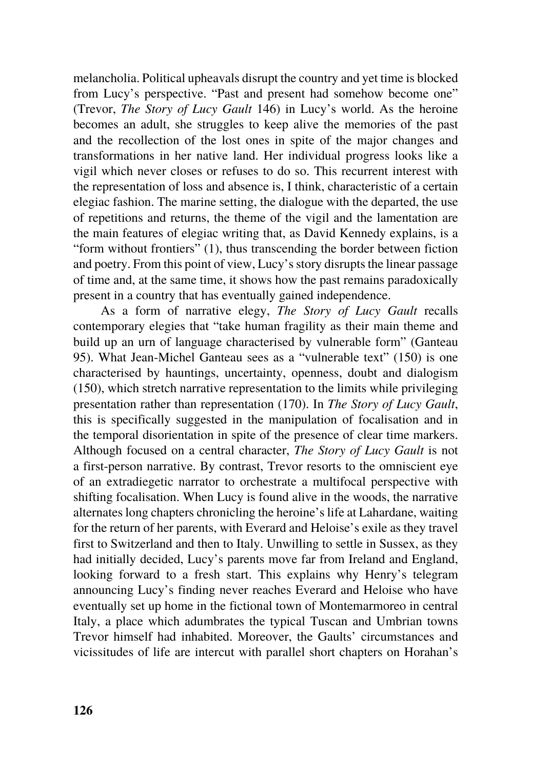melancholia. Political upheavals disrupt the country and yet time is blocked from Lucy's perspective. "Past and present had somehow become one" (Trevor, *The Story of Lucy Gault* 146) in Lucy's world. As the heroine becomes an adult, she struggles to keep alive the memories of the past and the recollection of the lost ones in spite of the major changes and transformations in her native land. Her individual progress looks like a vigil which never closes or refuses to do so. This recurrent interest with the representation of loss and absence is, I think, characteristic of a certain elegiac fashion. The marine setting, the dialogue with the departed, the use of repetitions and returns, the theme of the vigil and the lamentation are the main features of elegiac writing that, as David Kennedy explains, is a "form without frontiers" (1), thus transcending the border between fiction and poetry. From this point of view, Lucy's story disrupts the linear passage of time and, at the same time, it shows how the past remains paradoxically present in a country that has eventually gained independence.

As a form of narrative elegy, *The Story of Lucy Gault* recalls contemporary elegies that "take human fragility as their main theme and build up an urn of language characterised by vulnerable form" (Ganteau 95). What Jean-Michel Ganteau sees as a "vulnerable text" (150) is one characterised by hauntings, uncertainty, openness, doubt and dialogism (150), which stretch narrative representation to the limits while privileging presentation rather than representation (170). In *The Story of Lucy Gault*, this is specifically suggested in the manipulation of focalisation and in the temporal disorientation in spite of the presence of clear time markers. Although focused on a central character, *The Story of Lucy Gault* is not a first-person narrative. By contrast, Trevor resorts to the omniscient eye of an extradiegetic narrator to orchestrate a multifocal perspective with shifting focalisation. When Lucy is found alive in the woods, the narrative alternates long chapters chronicling the heroine's life at Lahardane, waiting for the return of her parents, with Everard and Heloise's exile as they travel first to Switzerland and then to Italy. Unwilling to settle in Sussex, as they had initially decided, Lucy's parents move far from Ireland and England, looking forward to a fresh start. This explains why Henry's telegram announcing Lucy's finding never reaches Everard and Heloise who have eventually set up home in the fictional town of Montemarmoreo in central Italy, a place which adumbrates the typical Tuscan and Umbrian towns Trevor himself had inhabited. Moreover, the Gaults' circumstances and vicissitudes of life are intercut with parallel short chapters on Horahan's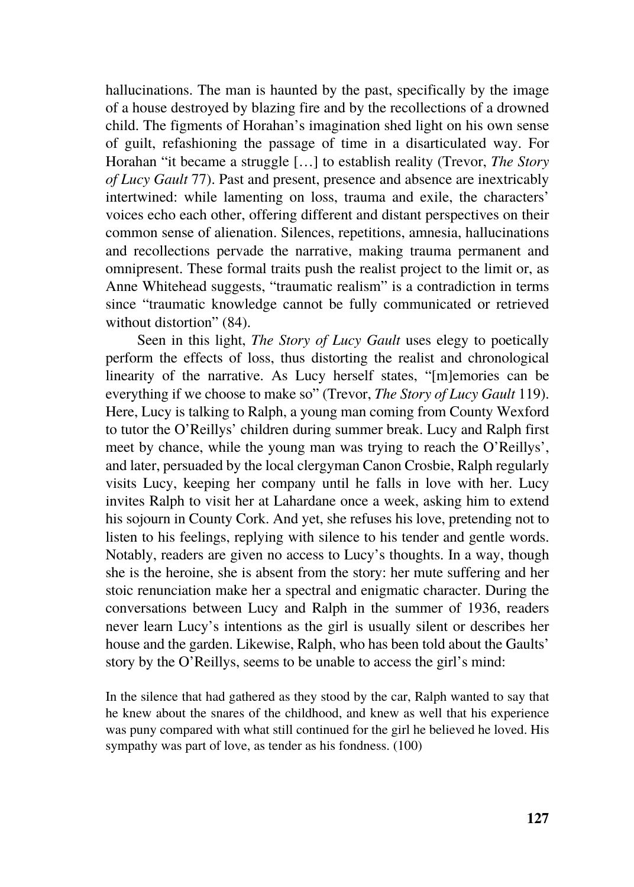hallucinations. The man is haunted by the past, specifically by the image of a house destroyed by blazing fire and by the recollections of a drowned child. The figments of Horahan's imagination shed light on his own sense of guilt, refashioning the passage of time in a disarticulated way. For Horahan "it became a struggle […] to establish reality (Trevor, *The Story of Lucy Gault* 77). Past and present, presence and absence are inextricably intertwined: while lamenting on loss, trauma and exile, the characters' voices echo each other, offering different and distant perspectives on their common sense of alienation. Silences, repetitions, amnesia, hallucinations and recollections pervade the narrative, making trauma permanent and omnipresent. These formal traits push the realist project to the limit or, as Anne Whitehead suggests, "traumatic realism" is a contradiction in terms since "traumatic knowledge cannot be fully communicated or retrieved without distortion" (84).

Seen in this light, *The Story of Lucy Gault* uses elegy to poetically perform the effects of loss, thus distorting the realist and chronological linearity of the narrative. As Lucy herself states, "[m]emories can be everything if we choose to make so" (Trevor, *The Story of Lucy Gault* 119). Here, Lucy is talking to Ralph, a young man coming from County Wexford to tutor the O'Reillys' children during summer break. Lucy and Ralph first meet by chance, while the young man was trying to reach the O'Reillys', and later, persuaded by the local clergyman Canon Crosbie, Ralph regularly visits Lucy, keeping her company until he falls in love with her. Lucy invites Ralph to visit her at Lahardane once a week, asking him to extend his sojourn in County Cork. And yet, she refuses his love, pretending not to listen to his feelings, replying with silence to his tender and gentle words. Notably, readers are given no access to Lucy's thoughts. In a way, though she is the heroine, she is absent from the story: her mute suffering and her stoic renunciation make her a spectral and enigmatic character. During the conversations between Lucy and Ralph in the summer of 1936, readers never learn Lucy's intentions as the girl is usually silent or describes her house and the garden. Likewise, Ralph, who has been told about the Gaults' story by the O'Reillys, seems to be unable to access the girl's mind:

> In the silence that had gathered as they stood by the car, Ralph wanted to say that he knew about the snares of the childhood, and knew as well that his experience was puny compared with what still continued for the girl he believed he loved. His sympathy was part of love, as tender as his fondness. (100)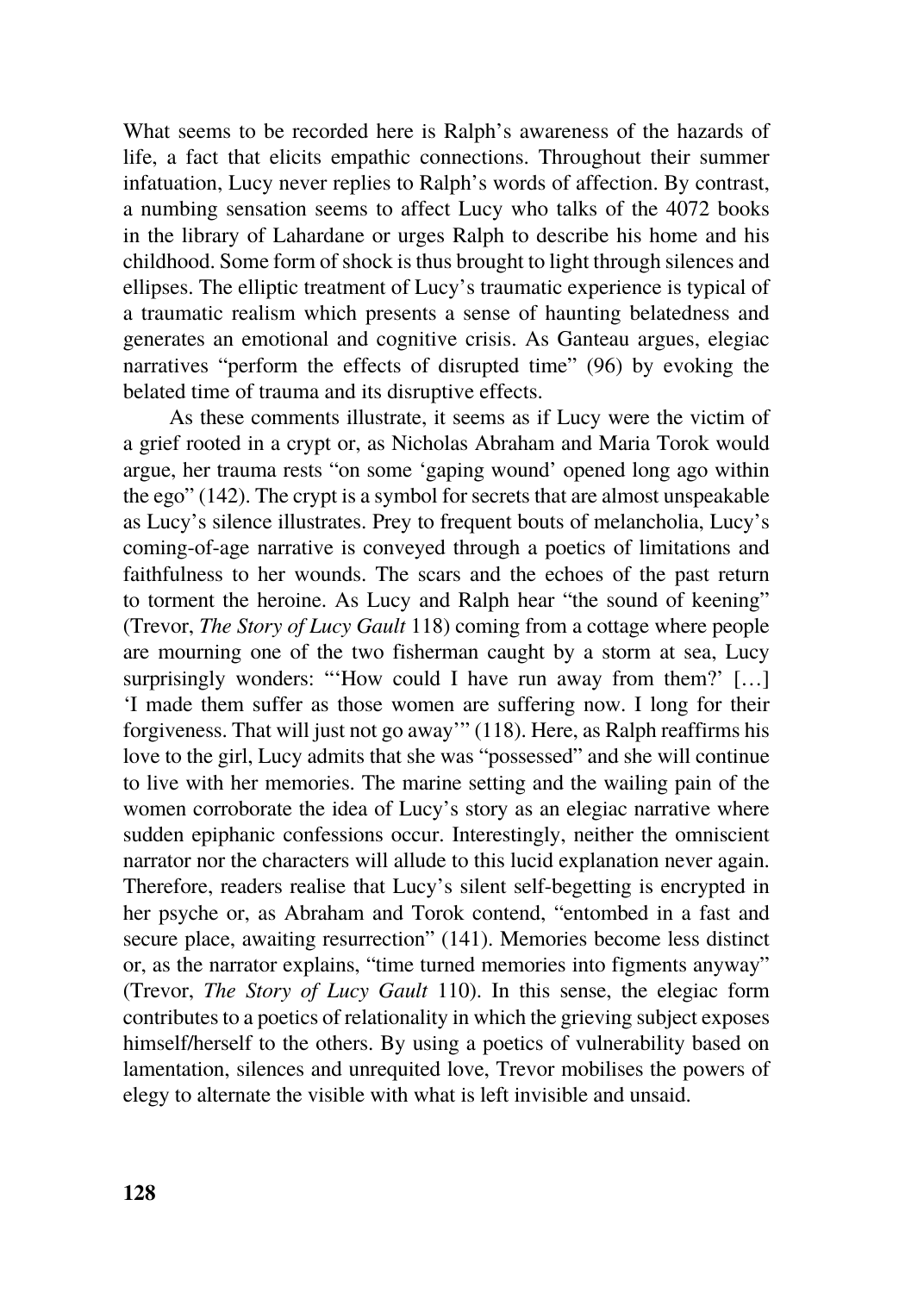What seems to be recorded here is Ralph's awareness of the hazards of life, a fact that elicits empathic connections. Throughout their summer infatuation, Lucy never replies to Ralph's words of affection. By contrast, a numbing sensation seems to affect Lucy who talks of the 4072 books in the library of Lahardane or urges Ralph to describe his home and his childhood. Some form of shock is thus brought to light through silences and ellipses. The elliptic treatment of Lucy's traumatic experience is typical of a traumatic realism which presents a sense of haunting belatedness and generates an emotional and cognitive crisis. As Ganteau argues, elegiac narratives "perform the effects of disrupted time" (96) by evoking the belated time of trauma and its disruptive effects.

As these comments illustrate, it seems as if Lucy were the victim of a grief rooted in a crypt or, as Nicholas Abraham and Maria Torok would argue, her trauma rests "on some 'gaping wound' opened long ago within the ego" (142). The crypt is a symbol for secrets that are almost unspeakable as Lucy's silence illustrates. Prey to frequent bouts of melancholia, Lucy's coming-of-age narrative is conveyed through a poetics of limitations and faithfulness to her wounds. The scars and the echoes of the past return to torment the heroine. As Lucy and Ralph hear "the sound of keening" (Trevor, *The Story of Lucy Gault* 118) coming from a cottage where people are mourning one of the two fisherman caught by a storm at sea, Lucy surprisingly wonders: "'How could I have run away from them?' […] 'I made them suffer as those women are suffering now. I long for their forgiveness. That will just not go away'" (118). Here, as Ralph reaffirms his love to the girl, Lucy admits that she was "possessed" and she will continue to live with her memories. The marine setting and the wailing pain of the women corroborate the idea of Lucy's story as an elegiac narrative where sudden epiphanic confessions occur. Interestingly, neither the omniscient narrator nor the characters will allude to this lucid explanation never again. Therefore, readers realise that Lucy's silent self-begetting is encrypted in her psyche or, as Abraham and Torok contend, "entombed in a fast and secure place, awaiting resurrection" (141). Memories become less distinct or, as the narrator explains, "time turned memories into figments anyway" (Trevor, *The Story of Lucy Gault* 110). In this sense, the elegiac form contributes to a poetics of relationality in which the grieving subject exposes himself/herself to the others. By using a poetics of vulnerability based on lamentation, silences and unrequited love, Trevor mobilises the powers of elegy to alternate the visible with what is left invisible and unsaid.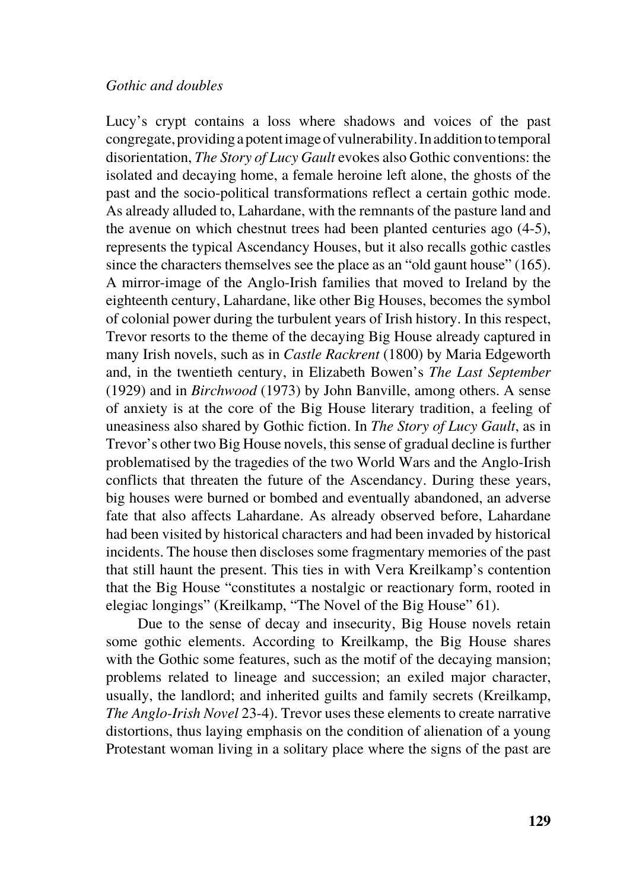*Gothic and doubles*

Lucy's crypt contains a loss where shadows and voices of the past congregate, providing a potent image of vulnerability. In addition to temporal disorientation, *The Story of Lucy Gault* evokes also Gothic conventions: the isolated and decaying home, a female heroine left alone, the ghosts of the past and the socio-political transformations reflect a certain gothic mode. As already alluded to, Lahardane, with the remnants of the pasture land and the avenue on which chestnut trees had been planted centuries ago (4-5), represents the typical Ascendancy Houses, but it also recalls gothic castles since the characters themselves see the place as an "old gaunt house" (165). A mirror-image of the Anglo-Irish families that moved to Ireland by the eighteenth century, Lahardane, like other Big Houses, becomes the symbol of colonial power during the turbulent years of Irish history. In this respect, Trevor resorts to the theme of the decaying Big House already captured in many Irish novels, such as in *Castle Rackrent* (1800) by Maria Edgeworth and, in the twentieth century, in Elizabeth Bowen's *The Last September* (1929) and in *Birchwood* (1973) by John Banville, among others. A sense of anxiety is at the core of the Big House literary tradition, a feeling of uneasiness also shared by Gothic fiction. In *The Story of Lucy Gault*, as in Trevor's other two Big House novels, this sense of gradual decline is further problematised by the tragedies of the two World Wars and the Anglo-Irish conflicts that threaten the future of the Ascendancy. During these years, big houses were burned or bombed and eventually abandoned, an adverse fate that also affects Lahardane. As already observed before, Lahardane had been visited by historical characters and had been invaded by historical incidents. The house then discloses some fragmentary memories of the past that still haunt the present. This ties in with Vera Kreilkamp's contention that the Big House "constitutes a nostalgic or reactionary form, rooted in elegiac longings" (Kreilkamp, "The Novel of the Big House" 61).

Due to the sense of decay and insecurity, Big House novels retain some gothic elements. According to Kreilkamp, the Big House shares with the Gothic some features, such as the motif of the decaying mansion; problems related to lineage and succession; an exiled major character, usually, the landlord; and inherited guilts and family secrets (Kreilkamp, *The Anglo-Irish Novel* 23-4). Trevor uses these elements to create narrative distortions, thus laying emphasis on the condition of alienation of a young Protestant woman living in a solitary place where the signs of the past are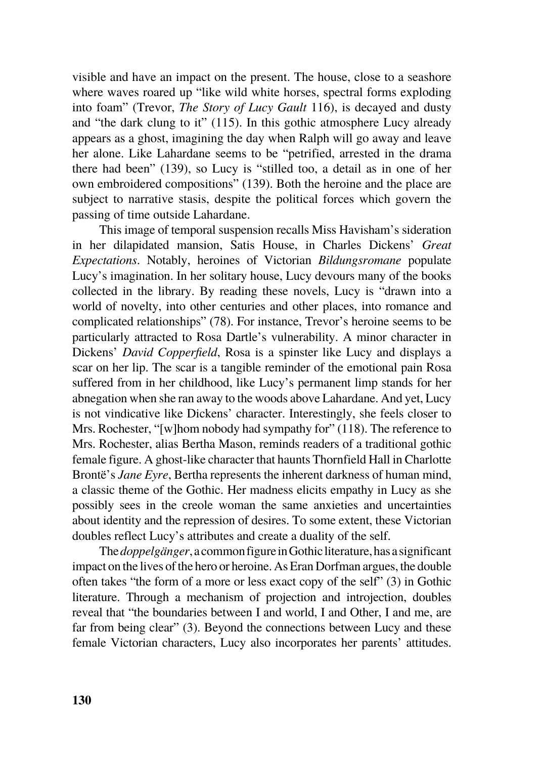visible and have an impact on the present. The house, close to a seashore where waves roared up "like wild white horses, spectral forms exploding into foam" (Trevor, *The Story of Lucy Gault* 116), is decayed and dusty and "the dark clung to it" (115). In this gothic atmosphere Lucy already appears as a ghost, imagining the day when Ralph will go away and leave her alone. Like Lahardane seems to be "petrified, arrested in the drama there had been" (139), so Lucy is "stilled too, a detail as in one of her own embroidered compositions" (139). Both the heroine and the place are subject to narrative stasis, despite the political forces which govern the passing of time outside Lahardane.

This image of temporal suspension recalls Miss Havisham's sideration in her dilapidated mansion, Satis House, in Charles Dickens' *Great Expectations*. Notably, heroines of Victorian *Bildungsromane* populate Lucy's imagination. In her solitary house, Lucy devours many of the books collected in the library. By reading these novels, Lucy is "drawn into a world of novelty, into other centuries and other places, into romance and complicated relationships" (78). For instance, Trevor's heroine seems to be particularly attracted to Rosa Dartle's vulnerability. A minor character in Dickens' *David Copperfield*, Rosa is a spinster like Lucy and displays a scar on her lip. The scar is a tangible reminder of the emotional pain Rosa suffered from in her childhood, like Lucy's permanent limp stands for her abnegation when she ran away to the woods above Lahardane. And yet, Lucy is not vindicative like Dickens' character. Interestingly, she feels closer to Mrs. Rochester, "[w]hom nobody had sympathy for" (118). The reference to Mrs. Rochester, alias Bertha Mason, reminds readers of a traditional gothic female figure. A ghost-like character that haunts Thornfield Hall in Charlotte Brontë's *Jane Eyre*, Bertha represents the inherent darkness of human mind, a classic theme of the Gothic. Her madness elicits empathy in Lucy as she possibly sees in the creole woman the same anxieties and uncertainties about identity and the repression of desires. To some extent, these Victorian doubles reflect Lucy's attributes and create a duality of the self.

The *doppelgänger*, a common figure in Gothic literature, has a significant impact on the lives of the hero or heroine. As Eran Dorfman argues, the double often takes "the form of a more or less exact copy of the self" (3) in Gothic literature. Through a mechanism of projection and introjection, doubles reveal that "the boundaries between I and world, I and Other, I and me, are far from being clear" (3). Beyond the connections between Lucy and these female Victorian characters, Lucy also incorporates her parents' attitudes.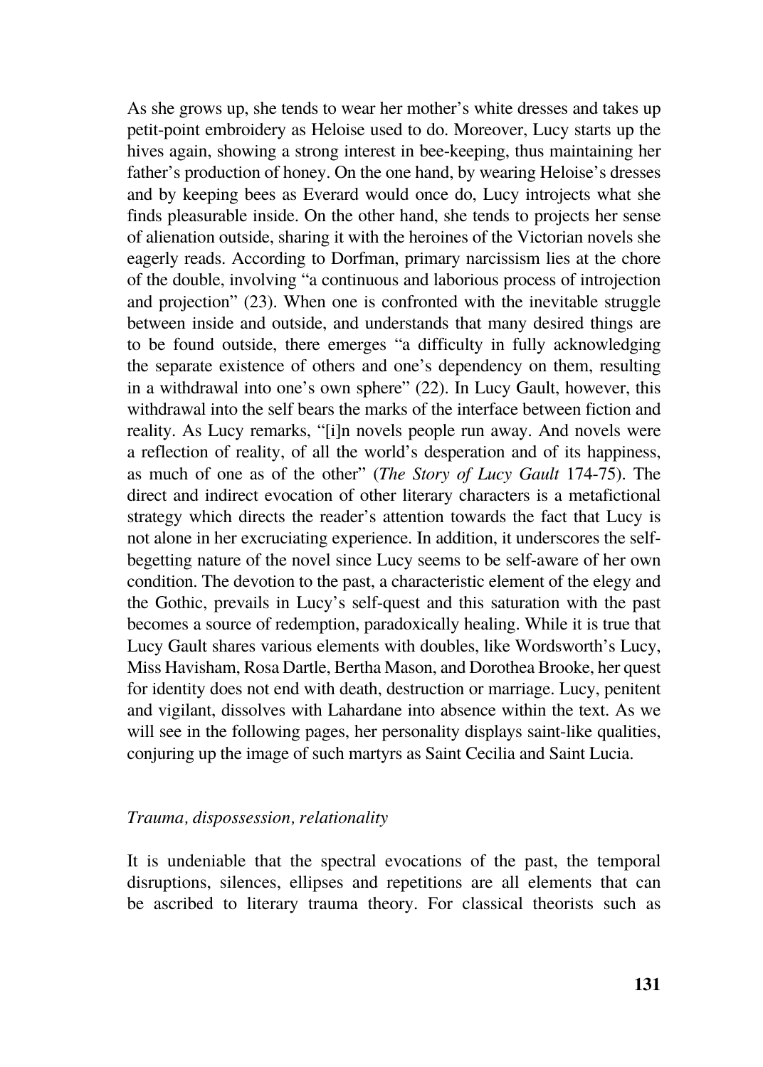As she grows up, she tends to wear her mother's white dresses and takes up petit-point embroidery as Heloise used to do. Moreover, Lucy starts up the hives again, showing a strong interest in bee-keeping, thus maintaining her father's production of honey. On the one hand, by wearing Heloise's dresses and by keeping bees as Everard would once do, Lucy introjects what she finds pleasurable inside. On the other hand, she tends to projects her sense of alienation outside, sharing it with the heroines of the Victorian novels she eagerly reads. According to Dorfman, primary narcissism lies at the chore of the double, involving "a continuous and laborious process of introjection and projection" (23). When one is confronted with the inevitable struggle between inside and outside, and understands that many desired things are to be found outside, there emerges "a difficulty in fully acknowledging the separate existence of others and one's dependency on them, resulting in a withdrawal into one's own sphere" (22). In Lucy Gault, however, this withdrawal into the self bears the marks of the interface between fiction and reality. As Lucy remarks, "[i]n novels people run away. And novels were a reflection of reality, of all the world's desperation and of its happiness, as much of one as of the other" (*The Story of Lucy Gault* 174-75). The direct and indirect evocation of other literary characters is a metafictional strategy which directs the reader's attention towards the fact that Lucy is not alone in her excruciating experience. In addition, it underscores the self-begetting nature of the novel since Lucy seems to be self-aware of her own condition. The devotion to the past, a characteristic element of the elegy and the Gothic, prevails in Lucy's self-quest and this saturation with the past becomes a source of redemption, paradoxically healing. While it is true that Lucy Gault shares various elements with doubles, like Wordsworth's Lucy, Miss Havisham, Rosa Dartle, Bertha Mason, and Dorothea Brooke, her quest for identity does not end with death, destruction or marriage. Lucy, penitent and vigilant, dissolves with Lahardane into absence within the text. As we will see in the following pages, her personality displays saint-like qualities, conjuring up the image of such martyrs as Saint Cecilia and Saint Lucia.

### *Trauma, dispossession, relationality*

It is undeniable that the spectral evocations of the past, the temporal disruptions, silences, ellipses and repetitions are all elements that can be ascribed to literary trauma theory. For classical theorists such as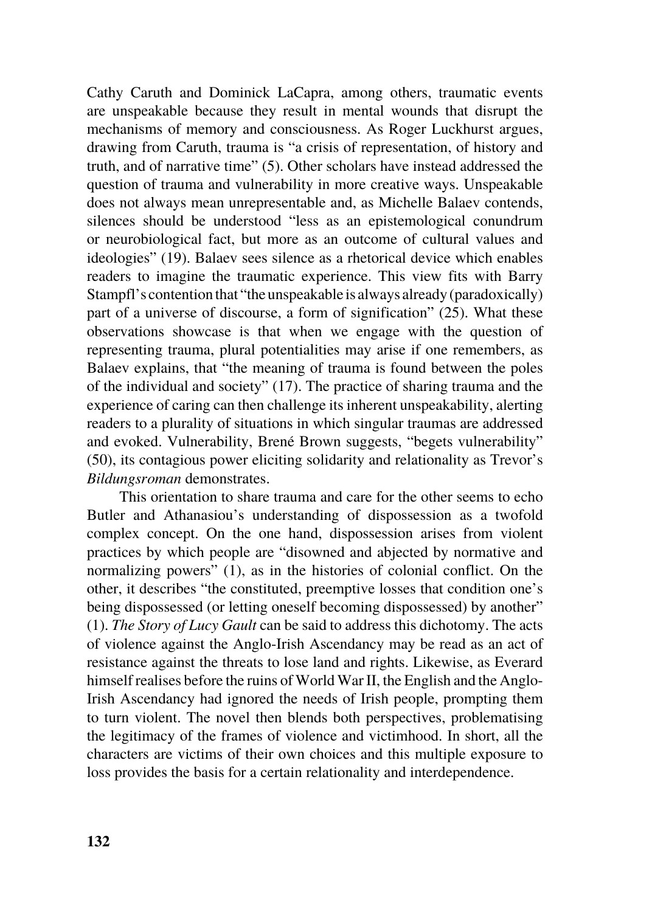Cathy Caruth and Dominick LaCapra, among others, traumatic events are unspeakable because they result in mental wounds that disrupt the mechanisms of memory and consciousness. As Roger Luckhurst argues, drawing from Caruth, trauma is "a crisis of representation, of history and truth, and of narrative time" (5). Other scholars have instead addressed the question of trauma and vulnerability in more creative ways. Unspeakable does not always mean unrepresentable and, as Michelle Balaev contends, silences should be understood "less as an epistemological conundrum or neurobiological fact, but more as an outcome of cultural values and ideologies" (19). Balaev sees silence as a rhetorical device which enables readers to imagine the traumatic experience. This view fits with Barry Stampfl's contention that "the unspeakable is always already (paradoxically) part of a universe of discourse, a form of signification" (25). What these observations showcase is that when we engage with the question of representing trauma, plural potentialities may arise if one remembers, as Balaev explains, that "the meaning of trauma is found between the poles of the individual and society" (17). The practice of sharing trauma and the experience of caring can then challenge its inherent unspeakability, alerting readers to a plurality of situations in which singular traumas are addressed and evoked. Vulnerability, Brené Brown suggests, "begets vulnerability" (50), its contagious power eliciting solidarity and relationality as Trevor's *Bildungsroman* demonstrates.

This orientation to share trauma and care for the other seems to echo Butler and Athanasiou's understanding of dispossession as a twofold complex concept. On the one hand, dispossession arises from violent practices by which people are "disowned and abjected by normative and normalizing powers" (1), as in the histories of colonial conflict. On the other, it describes "the constituted, preemptive losses that condition one's being dispossessed (or letting oneself becoming dispossessed) by another" (1). *The Story of Lucy Gault* can be said to address this dichotomy. The acts of violence against the Anglo-Irish Ascendancy may be read as an act of resistance against the threats to lose land and rights. Likewise, as Everard himself realises before the ruins of World War II, the English and the Anglo-Irish Ascendancy had ignored the needs of Irish people, prompting them to turn violent. The novel then blends both perspectives, problematising the legitimacy of the frames of violence and victimhood. In short, all the characters are victims of their own choices and this multiple exposure to loss provides the basis for a certain relationality and interdependence.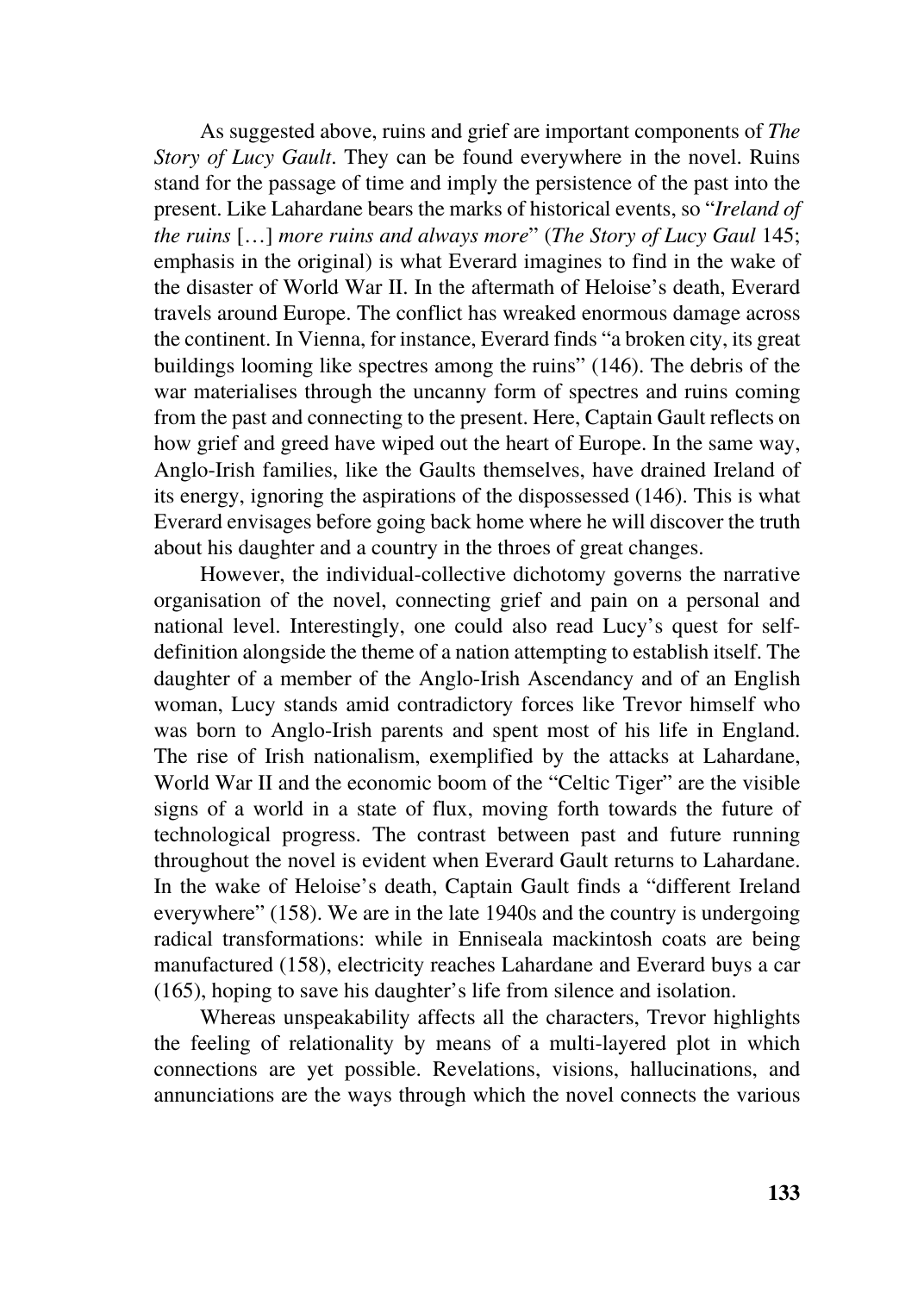As suggested above, ruins and grief are important components of *The Story of Lucy Gault*. They can be found everywhere in the novel. Ruins stand for the passage of time and imply the persistence of the past into the present. Like Lahardane bears the marks of historical events, so "*Ireland of the ruins* […] *more ruins and always more*" (*The Story of Lucy Gaul* 145; emphasis in the original) is what Everard imagines to find in the wake of the disaster of World War II. In the aftermath of Heloise's death, Everard travels around Europe. The conflict has wreaked enormous damage across the continent. In Vienna, for instance, Everard finds "a broken city, its great buildings looming like spectres among the ruins" (146). The debris of the war materialises through the uncanny form of spectres and ruins coming from the past and connecting to the present. Here, Captain Gault reflects on how grief and greed have wiped out the heart of Europe. In the same way, Anglo-Irish families, like the Gaults themselves, have drained Ireland of its energy, ignoring the aspirations of the dispossessed (146). This is what Everard envisages before going back home where he will discover the truth about his daughter and a country in the throes of great changes.

However, the individual-collective dichotomy governs the narrative organisation of the novel, connecting grief and pain on a personal and national level. Interestingly, one could also read Lucy's quest for self-definition alongside the theme of a nation attempting to establish itself. The daughter of a member of the Anglo-Irish Ascendancy and of an English woman, Lucy stands amid contradictory forces like Trevor himself who was born to Anglo-Irish parents and spent most of his life in England. The rise of Irish nationalism, exemplified by the attacks at Lahardane, World War II and the economic boom of the "Celtic Tiger" are the visible signs of a world in a state of flux, moving forth towards the future of technological progress. The contrast between past and future running throughout the novel is evident when Everard Gault returns to Lahardane. In the wake of Heloise's death, Captain Gault finds a "different Ireland everywhere" (158). We are in the late 1940s and the country is undergoing radical transformations: while in Enniseala mackintosh coats are being manufactured (158), electricity reaches Lahardane and Everard buys a car (165), hoping to save his daughter's life from silence and isolation.

Whereas unspeakability affects all the characters, Trevor highlights the feeling of relationality by means of a multi-layered plot in which connections are yet possible. Revelations, visions, hallucinations, and annunciations are the ways through which the novel connects the various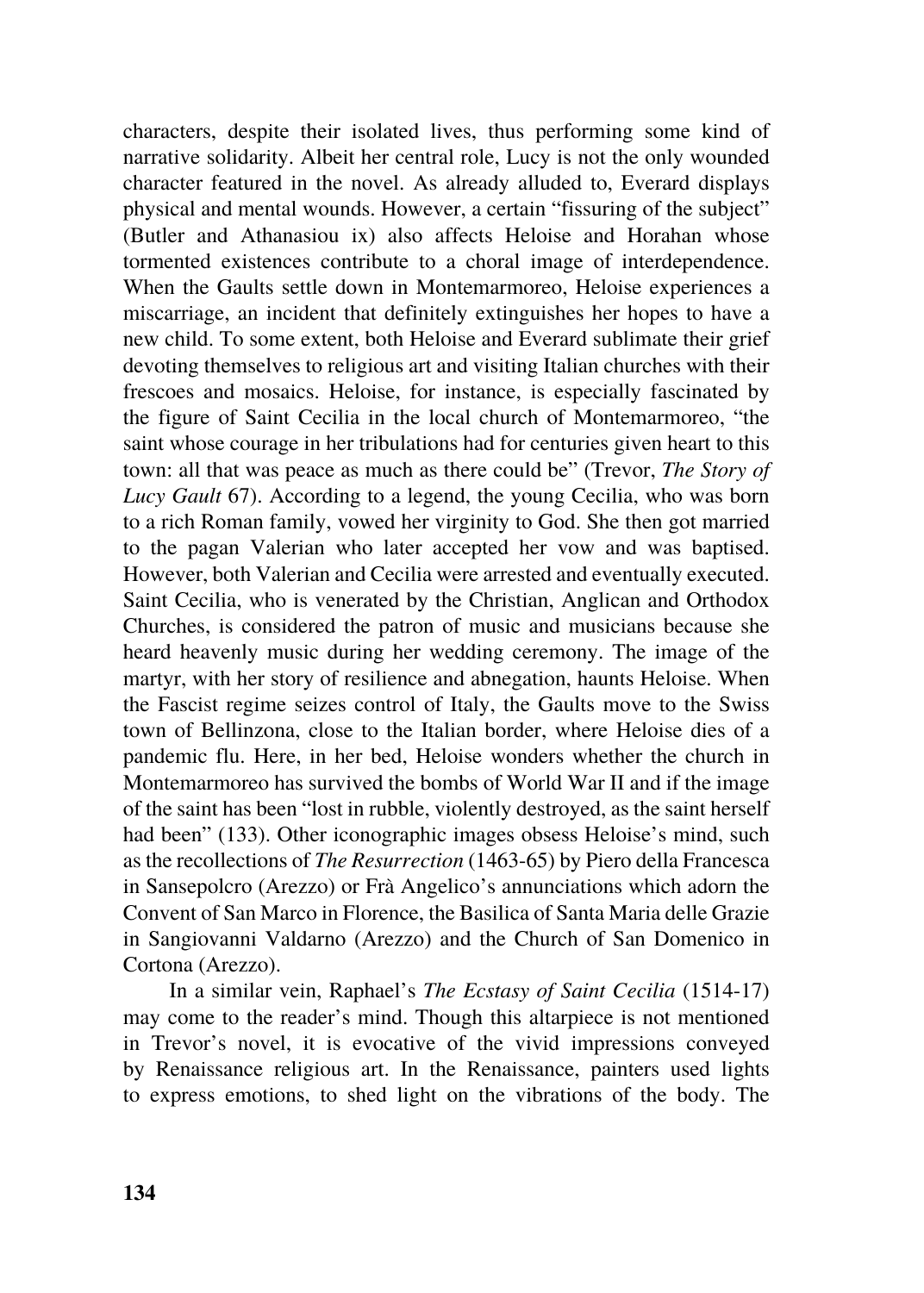characters, despite their isolated lives, thus performing some kind of narrative solidarity. Albeit her central role, Lucy is not the only wounded character featured in the novel. As already alluded to, Everard displays physical and mental wounds. However, a certain "fissuring of the subject" (Butler and Athanasiou ix) also affects Heloise and Horahan whose tormented existences contribute to a choral image of interdependence. When the Gaults settle down in Montemarmoreo, Heloise experiences a miscarriage, an incident that definitely extinguishes her hopes to have a new child. To some extent, both Heloise and Everard sublimate their grief devoting themselves to religious art and visiting Italian churches with their frescoes and mosaics. Heloise, for instance, is especially fascinated by the figure of Saint Cecilia in the local church of Montemarmoreo, "the saint whose courage in her tribulations had for centuries given heart to this town: all that was peace as much as there could be" (Trevor, *The Story of Lucy Gault* 67). According to a legend, the young Cecilia, who was born to a rich Roman family, vowed her virginity to God. She then got married to the pagan Valerian who later accepted her vow and was baptised. However, both Valerian and Cecilia were arrested and eventually executed. Saint Cecilia, who is venerated by the Christian, Anglican and Orthodox Churches, is considered the patron of music and musicians because she heard heavenly music during her wedding ceremony. The image of the martyr, with her story of resilience and abnegation, haunts Heloise. When the Fascist regime seizes control of Italy, the Gaults move to the Swiss town of Bellinzona, close to the Italian border, where Heloise dies of a pandemic flu. Here, in her bed, Heloise wonders whether the church in Montemarmoreo has survived the bombs of World War II and if the image of the saint has been "lost in rubble, violently destroyed, as the saint herself had been" (133). Other iconographic images obsess Heloise's mind, such as the recollections of *The Resurrection* (1463-65) by Piero della Francesca in Sansepolcro (Arezzo) or Frà Angelico's annunciations which adorn the Convent of San Marco in Florence, the Basilica of Santa Maria delle Grazie in Sangiovanni Valdarno (Arezzo) and the Church of San Domenico in Cortona (Arezzo).

In a similar vein, Raphael's *The Ecstasy of Saint Cecilia* (1514-17) may come to the reader's mind. Though this altarpiece is not mentioned in Trevor's novel, it is evocative of the vivid impressions conveyed by Renaissance religious art. In the Renaissance, painters used lights to express emotions, to shed light on the vibrations of the body. The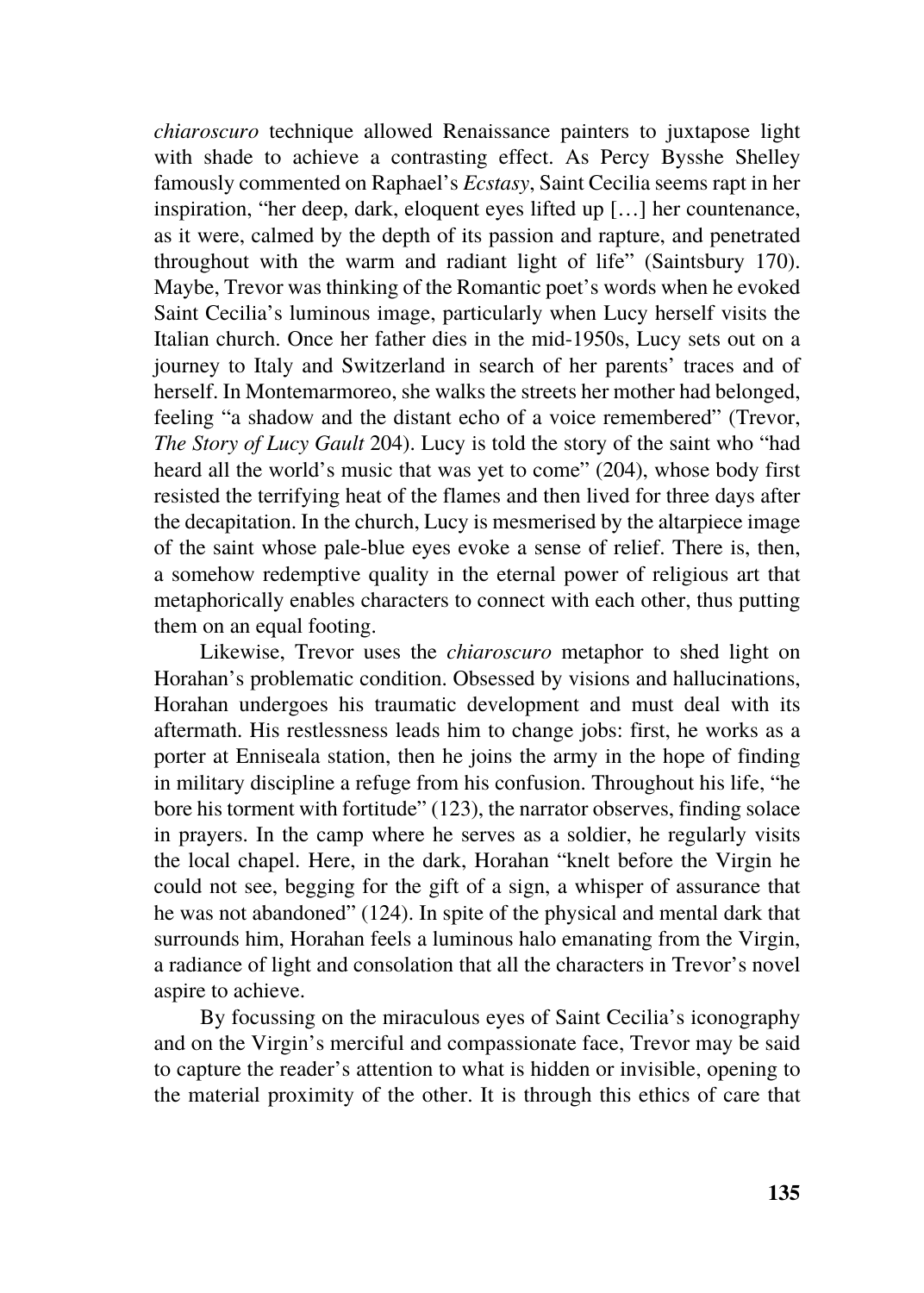*chiaroscuro* technique allowed Renaissance painters to juxtapose light with shade to achieve a contrasting effect. As Percy Bysshe Shelley famously commented on Raphael's *Ecstasy*, Saint Cecilia seems rapt in her inspiration, "her deep, dark, eloquent eyes lifted up […] her countenance, as it were, calmed by the depth of its passion and rapture, and penetrated throughout with the warm and radiant light of life" (Saintsbury 170). Maybe, Trevor was thinking of the Romantic poet's words when he evoked Saint Cecilia's luminous image, particularly when Lucy herself visits the Italian church. Once her father dies in the mid-1950s, Lucy sets out on a journey to Italy and Switzerland in search of her parents' traces and of herself. In Montemarmoreo, she walks the streets her mother had belonged, feeling "a shadow and the distant echo of a voice remembered" (Trevor, *The Story of Lucy Gault* 204). Lucy is told the story of the saint who "had heard all the world's music that was yet to come" (204), whose body first resisted the terrifying heat of the flames and then lived for three days after the decapitation. In the church, Lucy is mesmerised by the altarpiece image of the saint whose pale-blue eyes evoke a sense of relief. There is, then, a somehow redemptive quality in the eternal power of religious art that metaphorically enables characters to connect with each other, thus putting them on an equal footing.

Likewise, Trevor uses the *chiaroscuro* metaphor to shed light on Horahan's problematic condition. Obsessed by visions and hallucinations, Horahan undergoes his traumatic development and must deal with its aftermath. His restlessness leads him to change jobs: first, he works as a porter at Enniseala station, then he joins the army in the hope of finding in military discipline a refuge from his confusion. Throughout his life, "he bore his torment with fortitude" (123), the narrator observes, finding solace in prayers. In the camp where he serves as a soldier, he regularly visits the local chapel. Here, in the dark, Horahan "knelt before the Virgin he could not see, begging for the gift of a sign, a whisper of assurance that he was not abandoned" (124). In spite of the physical and mental dark that surrounds him, Horahan feels a luminous halo emanating from the Virgin, a radiance of light and consolation that all the characters in Trevor's novel aspire to achieve.

By focussing on the miraculous eyes of Saint Cecilia's iconography and on the Virgin's merciful and compassionate face, Trevor may be said to capture the reader's attention to what is hidden or invisible, opening to the material proximity of the other. It is through this ethics of care that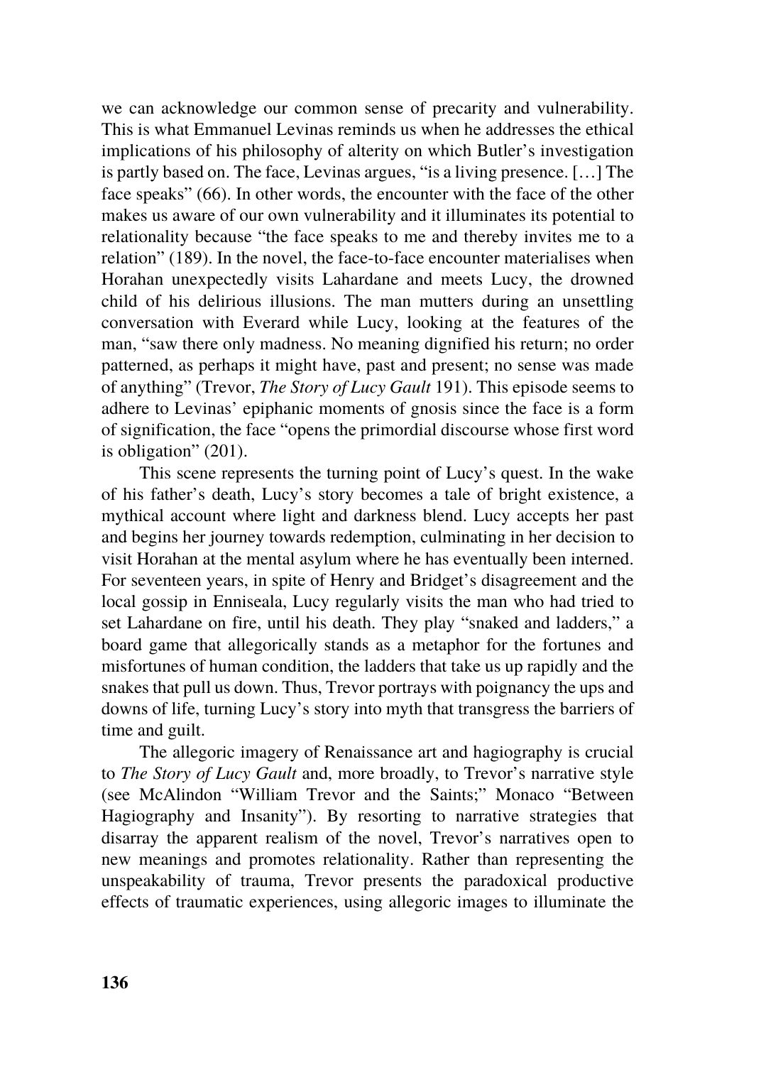we can acknowledge our common sense of precarity and vulnerability. This is what Emmanuel Levinas reminds us when he addresses the ethical implications of his philosophy of alterity on which Butler's investigation is partly based on. The face, Levinas argues, "is a living presence. […] The face speaks" (66). In other words, the encounter with the face of the other makes us aware of our own vulnerability and it illuminates its potential to relationality because "the face speaks to me and thereby invites me to a relation" (189). In the novel, the face-to-face encounter materialises when Horahan unexpectedly visits Lahardane and meets Lucy, the drowned child of his delirious illusions. The man mutters during an unsettling conversation with Everard while Lucy, looking at the features of the man, "saw there only madness. No meaning dignified his return; no order patterned, as perhaps it might have, past and present; no sense was made of anything" (Trevor, *The Story of Lucy Gault* 191). This episode seems to adhere to Levinas' epiphanic moments of gnosis since the face is a form of signification, the face "opens the primordial discourse whose first word is obligation" (201).

This scene represents the turning point of Lucy's quest. In the wake of his father's death, Lucy's story becomes a tale of bright existence, a mythical account where light and darkness blend. Lucy accepts her past and begins her journey towards redemption, culminating in her decision to visit Horahan at the mental asylum where he has eventually been interned. For seventeen years, in spite of Henry and Bridget's disagreement and the local gossip in Enniseala, Lucy regularly visits the man who had tried to set Lahardane on fire, until his death. They play "snaked and ladders," a board game that allegorically stands as a metaphor for the fortunes and misfortunes of human condition, the ladders that take us up rapidly and the snakes that pull us down. Thus, Trevor portrays with poignancy the ups and downs of life, turning Lucy's story into myth that transgress the barriers of time and guilt.

The allegoric imagery of Renaissance art and hagiography is crucial to *The Story of Lucy Gault* and, more broadly, to Trevor's narrative style (see McAlindon "William Trevor and the Saints;" Monaco "Between Hagiography and Insanity"). By resorting to narrative strategies that disarray the apparent realism of the novel, Trevor's narratives open to new meanings and promotes relationality. Rather than representing the unspeakability of trauma, Trevor presents the paradoxical productive effects of traumatic experiences, using allegoric images to illuminate the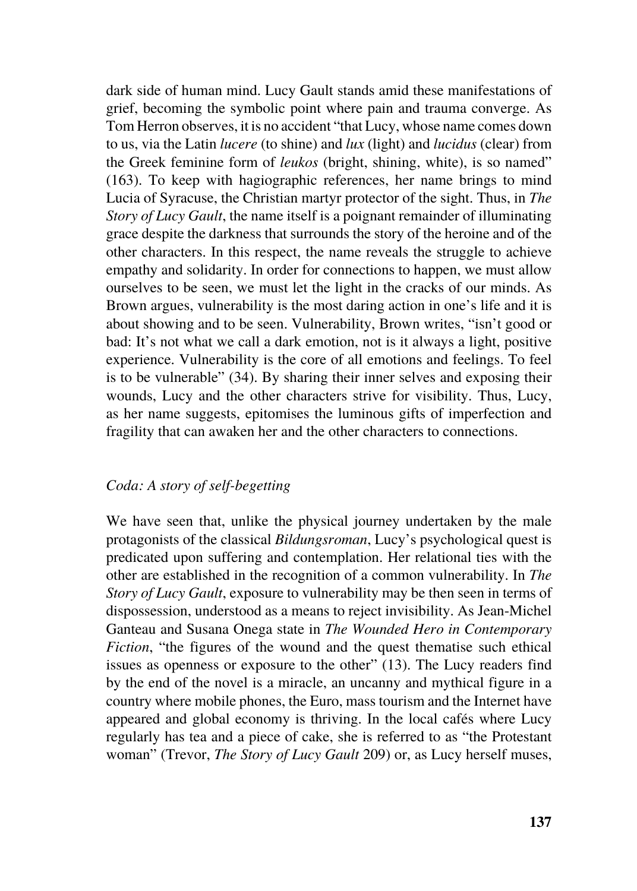dark side of human mind. Lucy Gault stands amid these manifestations of grief, becoming the symbolic point where pain and trauma converge. As Tom Herron observes, it is no accident "that Lucy, whose name comes down to us, via the Latin *lucere* (to shine) and *lux* (light) and *lucidus* (clear) from the Greek feminine form of *leukos* (bright, shining, white), is so named" (163). To keep with hagiographic references, her name brings to mind Lucia of Syracuse, the Christian martyr protector of the sight. Thus, in *The Story of Lucy Gault*, the name itself is a poignant remainder of illuminating grace despite the darkness that surrounds the story of the heroine and of the other characters. In this respect, the name reveals the struggle to achieve empathy and solidarity. In order for connections to happen, we must allow ourselves to be seen, we must let the light in the cracks of our minds. As Brown argues, vulnerability is the most daring action in one's life and it is about showing and to be seen. Vulnerability, Brown writes, "isn't good or bad: It's not what we call a dark emotion, not is it always a light, positive experience. Vulnerability is the core of all emotions and feelings. To feel is to be vulnerable" (34). By sharing their inner selves and exposing their wounds, Lucy and the other characters strive for visibility. Thus, Lucy, as her name suggests, epitomises the luminous gifts of imperfection and fragility that can awaken her and the other characters to connections.

## *Coda: A story of self-begetting*

We have seen that, unlike the physical journey undertaken by the male protagonists of the classical *Bildungsroman*, Lucy's psychological quest is predicated upon suffering and contemplation. Her relational ties with the other are established in the recognition of a common vulnerability. In *The Story of Lucy Gault*, exposure to vulnerability may be then seen in terms of dispossession, understood as a means to reject invisibility. As Jean-Michel Ganteau and Susana Onega state in *The Wounded Hero in Contemporary Fiction*, "the figures of the wound and the quest thematise such ethical issues as openness or exposure to the other" (13). The Lucy readers find by the end of the novel is a miracle, an uncanny and mythical figure in a country where mobile phones, the Euro, mass tourism and the Internet have appeared and global economy is thriving. In the local cafés where Lucy regularly has tea and a piece of cake, she is referred to as "the Protestant woman" (Trevor, *The Story of Lucy Gault* 209) or, as Lucy herself muses,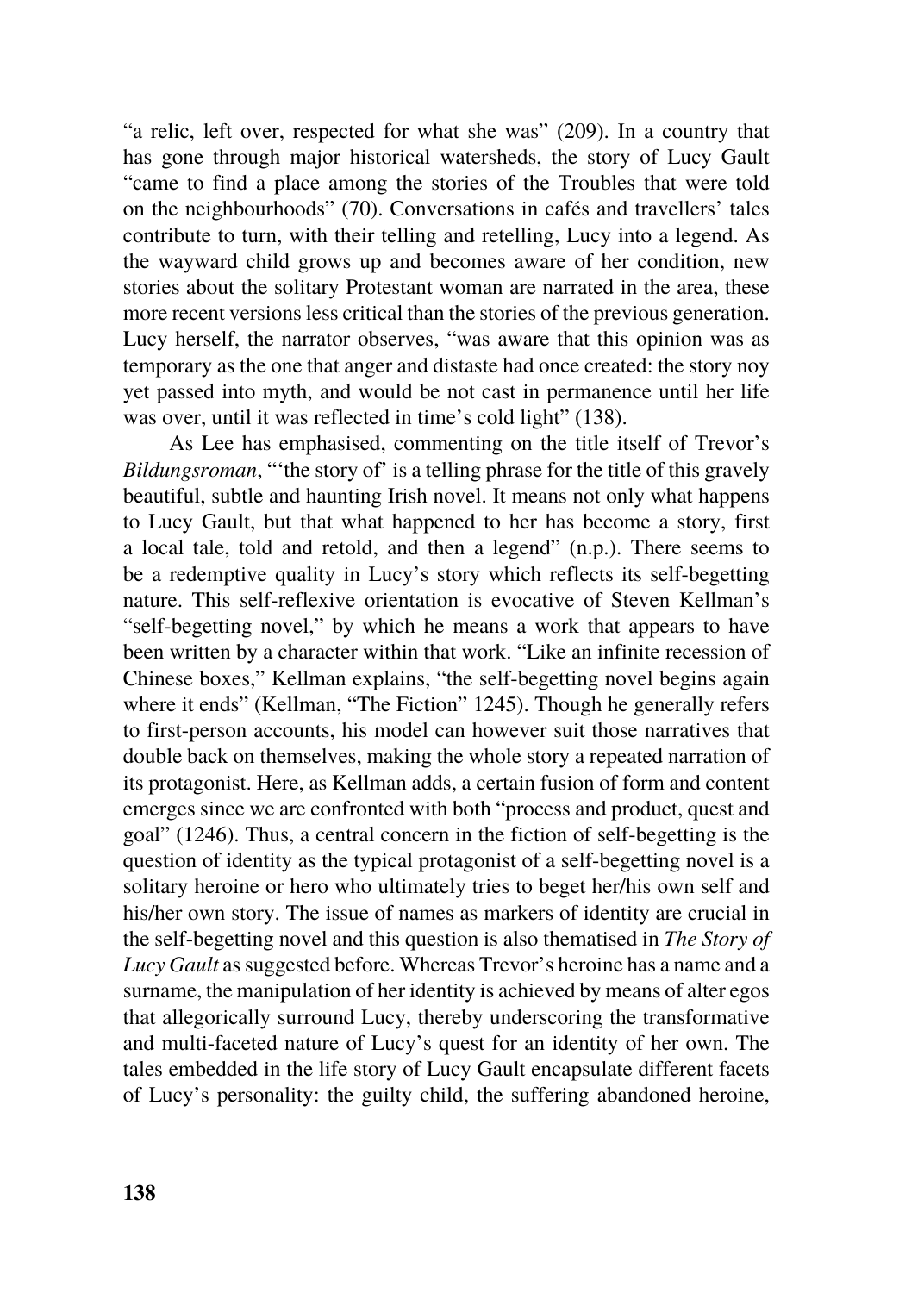"a relic, left over, respected for what she was" (209). In a country that has gone through major historical watersheds, the story of Lucy Gault "came to find a place among the stories of the Troubles that were told on the neighbourhoods" (70). Conversations in cafés and travellers' tales contribute to turn, with their telling and retelling, Lucy into a legend. As the wayward child grows up and becomes aware of her condition, new stories about the solitary Protestant woman are narrated in the area, these more recent versions less critical than the stories of the previous generation. Lucy herself, the narrator observes, "was aware that this opinion was as temporary as the one that anger and distaste had once created: the story noy yet passed into myth, and would be not cast in permanence until her life was over, until it was reflected in time's cold light" (138).

As Lee has emphasised, commenting on the title itself of Trevor's *Bildungsroman*, "'the story of' is a telling phrase for the title of this gravely beautiful, subtle and haunting Irish novel. It means not only what happens to Lucy Gault, but that what happened to her has become a story, first a local tale, told and retold, and then a legend" (n.p.). There seems to be a redemptive quality in Lucy's story which reflects its self-begetting nature. This self-reflexive orientation is evocative of Steven Kellman's "self-begetting novel," by which he means a work that appears to have been written by a character within that work. "Like an infinite recession of Chinese boxes," Kellman explains, "the self-begetting novel begins again where it ends" (Kellman, "The Fiction" 1245). Though he generally refers to first-person accounts, his model can however suit those narratives that double back on themselves, making the whole story a repeated narration of its protagonist. Here, as Kellman adds, a certain fusion of form and content emerges since we are confronted with both "process and product, quest and goal" (1246). Thus, a central concern in the fiction of self-begetting is the question of identity as the typical protagonist of a self-begetting novel is a solitary heroine or hero who ultimately tries to beget her/his own self and his/her own story. The issue of names as markers of identity are crucial in the self-begetting novel and this question is also thematised in *The Story of Lucy Gault* as suggested before. Whereas Trevor's heroine has a name and a surname, the manipulation of her identity is achieved by means of alter egos that allegorically surround Lucy, thereby underscoring the transformative and multi-faceted nature of Lucy's quest for an identity of her own. The tales embedded in the life story of Lucy Gault encapsulate different facets of Lucy's personality: the guilty child, the suffering abandoned heroine,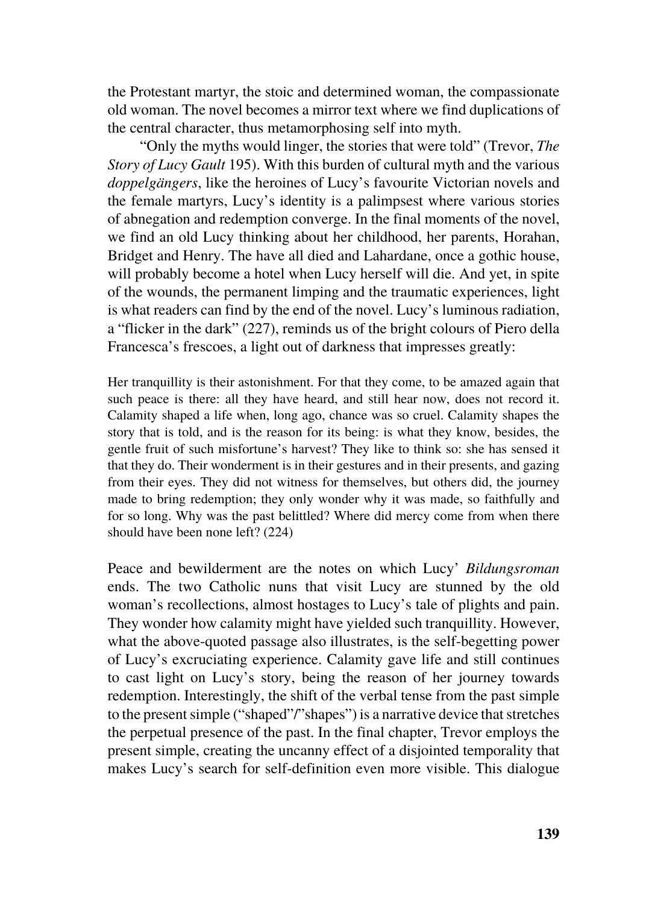the Protestant martyr, the stoic and determined woman, the compassionate old woman. The novel becomes a mirror text where we find duplications of the central character, thus metamorphosing self into myth.

"Only the myths would linger, the stories that were told" (Trevor, *The Story of Lucy Gault* 195). With this burden of cultural myth and the various *doppelgängers*, like the heroines of Lucy's favourite Victorian novels and the female martyrs, Lucy's identity is a palimpsest where various stories of abnegation and redemption converge. In the final moments of the novel, we find an old Lucy thinking about her childhood, her parents, Horahan, Bridget and Henry. The have all died and Lahardane, once a gothic house, will probably become a hotel when Lucy herself will die. And yet, in spite of the wounds, the permanent limping and the traumatic experiences, light is what readers can find by the end of the novel. Lucy's luminous radiation, a "flicker in the dark" (227), reminds us of the bright colours of Piero della Francesca's frescoes, a light out of darkness that impresses greatly:

> Her tranquillity is their astonishment. For that they come, to be amazed again that such peace is there: all they have heard, and still hear now, does not record it. Calamity shaped a life when, long ago, chance was so cruel. Calamity shapes the story that is told, and is the reason for its being: is what they know, besides, the gentle fruit of such misfortune's harvest? They like to think so: she has sensed it that they do. Their wonderment is in their gestures and in their presents, and gazing from their eyes. They did not witness for themselves, but others did, the journey made to bring redemption; they only wonder why it was made, so faithfully and for so long. Why was the past belittled? Where did mercy come from when there should have been none left? (224)

Peace and bewilderment are the notes on which Lucy' *Bildungsroman* ends. The two Catholic nuns that visit Lucy are stunned by the old woman's recollections, almost hostages to Lucy's tale of plights and pain. They wonder how calamity might have yielded such tranquillity. However, what the above-quoted passage also illustrates, is the self-begetting power of Lucy's excruciating experience. Calamity gave life and still continues to cast light on Lucy's story, being the reason of her journey towards redemption. Interestingly, the shift of the verbal tense from the past simple to the present simple ("shaped"/"shapes") is a narrative device that stretches the perpetual presence of the past. In the final chapter, Trevor employs the present simple, creating the uncanny effect of a disjointed temporality that makes Lucy's search for self-definition even more visible. This dialogue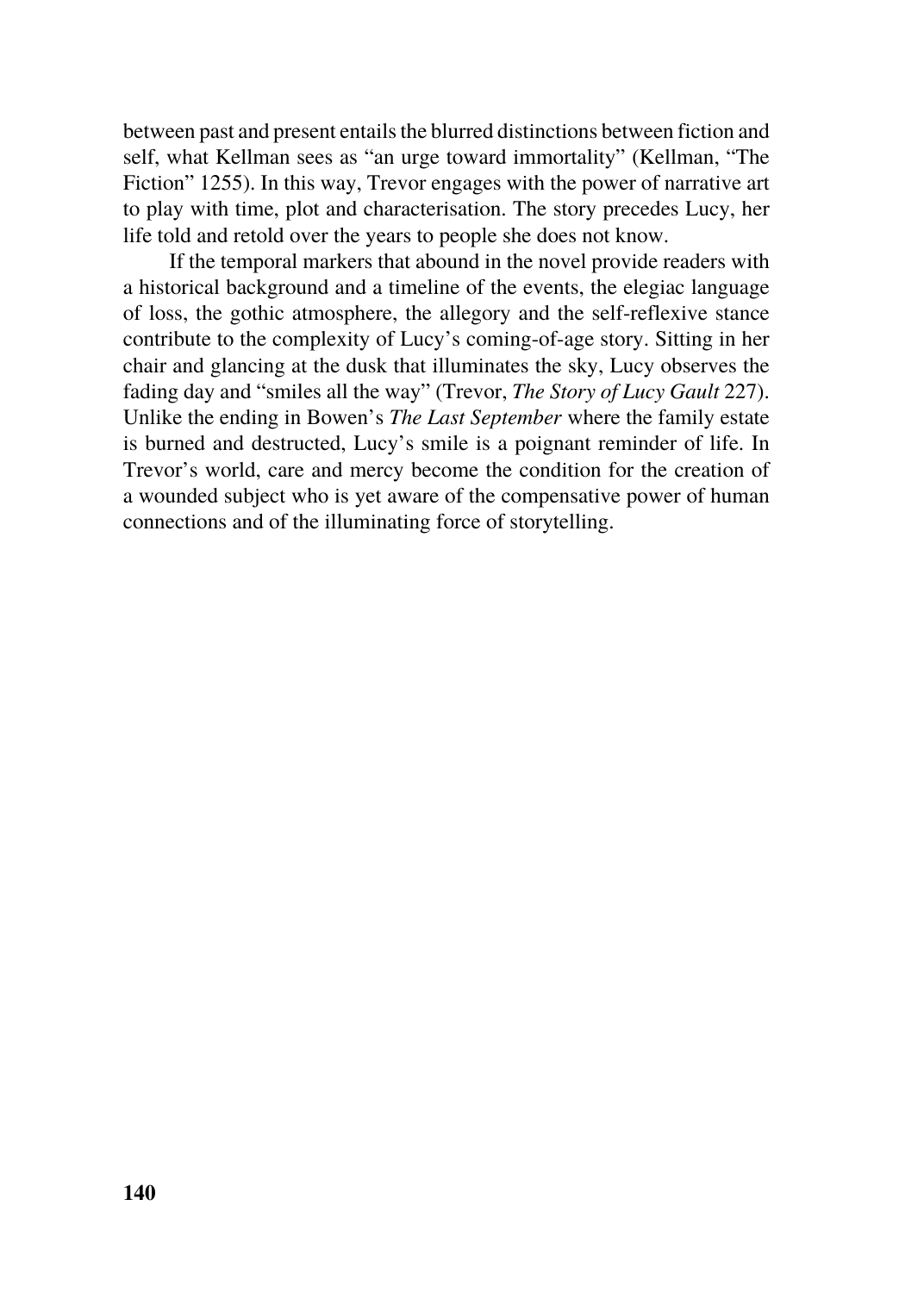between past and present entails the blurred distinctions between fiction and self, what Kellman sees as "an urge toward immortality" (Kellman, "The Fiction" 1255). In this way, Trevor engages with the power of narrative art to play with time, plot and characterisation. The story precedes Lucy, her life told and retold over the years to people she does not know.

If the temporal markers that abound in the novel provide readers with a historical background and a timeline of the events, the elegiac language of loss, the gothic atmosphere, the allegory and the self-reflexive stance contribute to the complexity of Lucy's coming-of-age story. Sitting in her chair and glancing at the dusk that illuminates the sky, Lucy observes the fading day and "smiles all the way" (Trevor, *The Story of Lucy Gault* 227). Unlike the ending in Bowen's *The Last September* where the family estate is burned and destructed, Lucy's smile is a poignant reminder of life. In Trevor's world, care and mercy become the condition for the creation of a wounded subject who is yet aware of the compensative power of human connections and of the illuminating force of storytelling.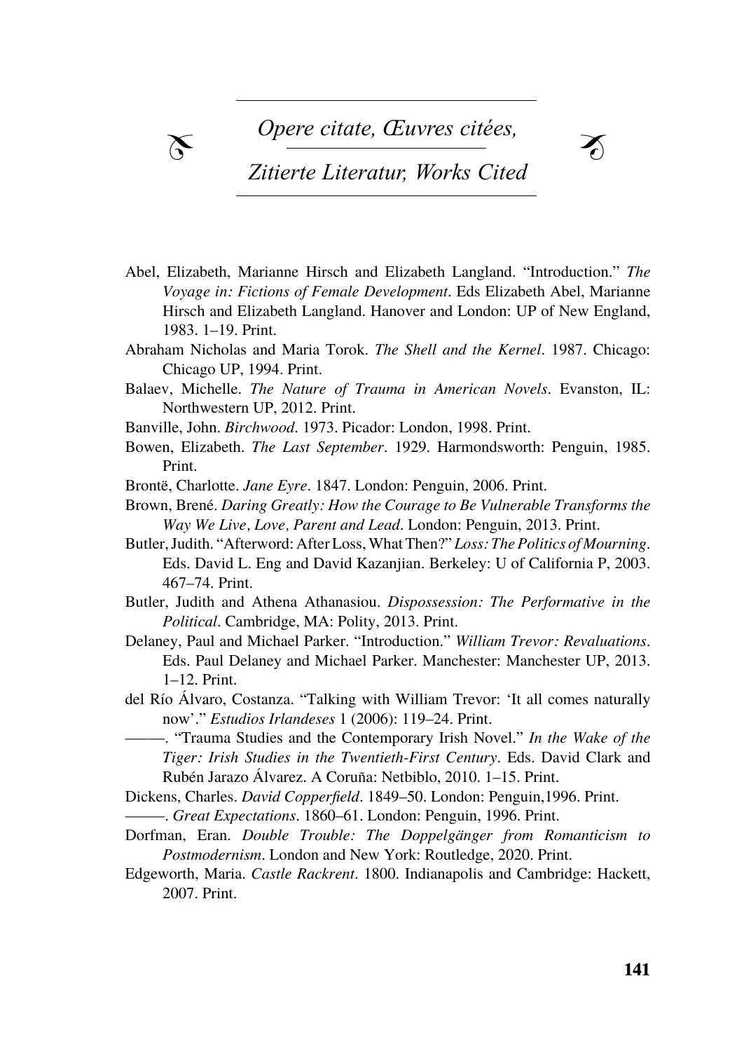# *Opere citate, Œuvres citées, Zitierte Literatur, Works Cited*

Abel, Elizabeth, Marianne Hirsch and Elizabeth Langland. "Introduction." *The Voyage in: Fictions of Female Development*. Eds Elizabeth Abel, Marianne Hirsch and Elizabeth Langland. Hanover and London: UP of New England, 1983. 1–19. Print.

Abraham Nicholas and Maria Torok. *The Shell and the Kernel*. 1987. Chicago: Chicago UP, 1994. Print.

Balaev, Michelle. *The Nature of Trauma in American Novels*. Evanston, IL: Northwestern UP, 2012. Print.

Banville, John. *Birchwood*. 1973. Picador: London, 1998. Print.

Bowen, Elizabeth. *The Last September*. 1929. Harmondsworth: Penguin, 1985. Print.

Brontë, Charlotte. *Jane Eyre*. 1847. London: Penguin, 2006. Print.

Brown, Brené. *Daring Greatly: How the Courage to Be Vulnerable Transforms the Way We Live, Love, Parent and Lead*. London: Penguin, 2013. Print.

Butler, Judith. "Afterword: After Loss, What Then?" *Loss: The Politics of Mourning*. Eds. David L. Eng and David Kazanjian. Berkeley: U of California P, 2003. 467–74. Print.

Butler, Judith and Athena Athanasiou. *Dispossession: The Performative in the Political*. Cambridge, MA: Polity, 2013. Print.

Delaney, Paul and Michael Parker. "Introduction." *William Trevor: Revaluations*. Eds. Paul Delaney and Michael Parker. Manchester: Manchester UP, 2013. 1–12. Print.

del Río Álvaro, Costanza. "Talking with William Trevor: 'It all comes naturally now'." *Estudios Irlandeses* 1 (2006): 119–24. Print.

———. "Trauma Studies and the Contemporary Irish Novel." *In the Wake of the Tiger: Irish Studies in the Twentieth-First Century*. Eds. David Clark and Rubén Jarazo Álvarez. A Coruña: Netbiblo, 2010. 1–15. Print.

Dickens, Charles. *David Copperfield*. 1849–50. London: Penguin,1996. Print.

———. *Great Expectations*. 1860–61. London: Penguin, 1996. Print.

Dorfman, Eran. *Double Trouble: The Doppelgänger from Romanticism to Postmodernism*. London and New York: Routledge, 2020. Print.

Edgeworth, Maria. *Castle Rackrent*. 1800. Indianapolis and Cambridge: Hackett, 2007. Print.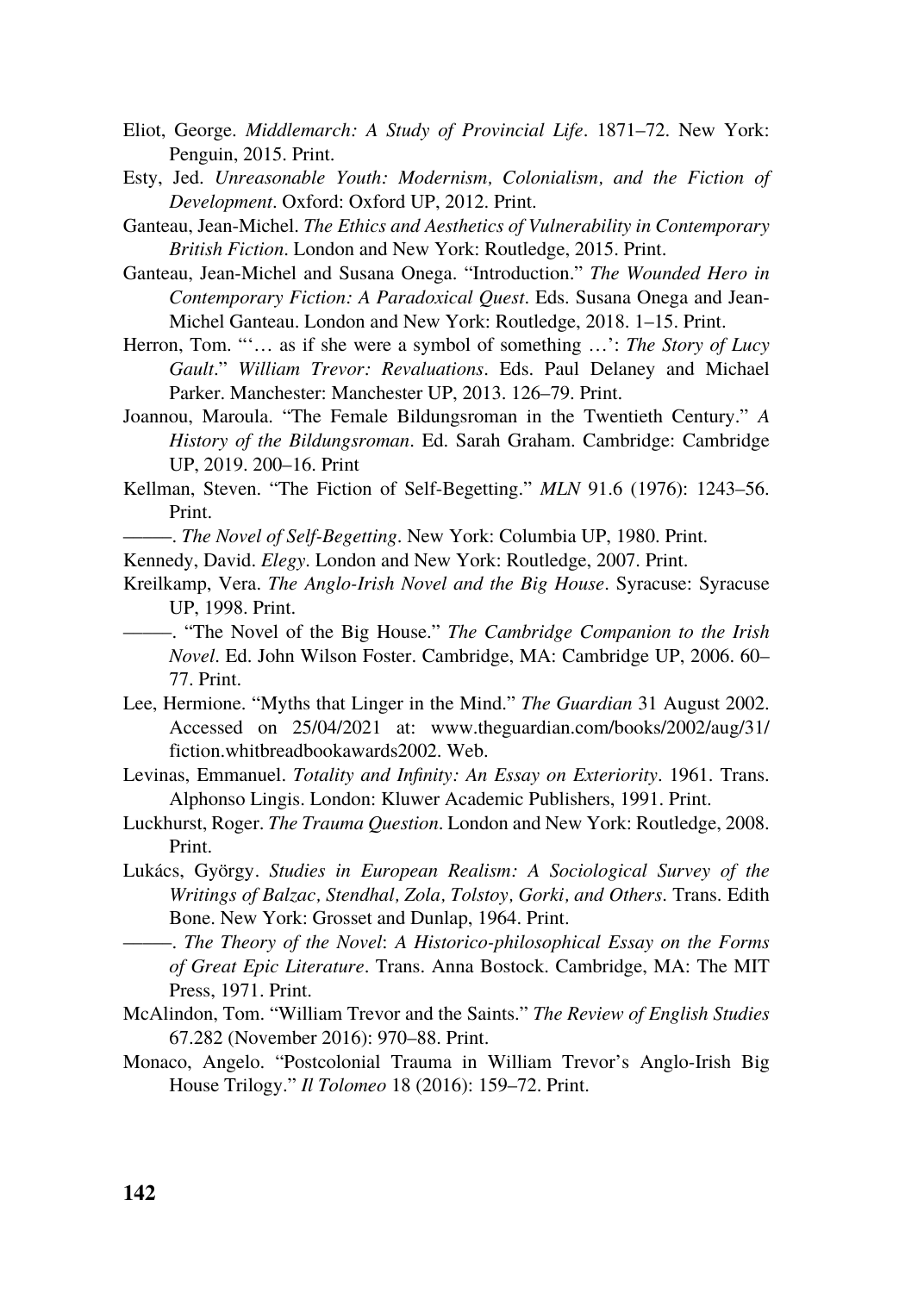Eliot, George. *Middlemarch: A Study of Provincial Life*. 1871–72. New York: Penguin, 2015. Print.

Esty, Jed. *Unreasonable Youth: Modernism, Colonialism, and the Fiction of Development*. Oxford: Oxford UP, 2012. Print.

Ganteau, Jean-Michel. *The Ethics and Aesthetics of Vulnerability in Contemporary British Fiction*. London and New York: Routledge, 2015. Print.

Ganteau, Jean-Michel and Susana Onega. "Introduction." *The Wounded Hero in Contemporary Fiction: A Paradoxical Quest*. Eds. Susana Onega and Jean-Michel Ganteau. London and New York: Routledge, 2018. 1–15. Print.

Herron, Tom. "'… as if she were a symbol of something …': *The Story of Lucy Gault*." *William Trevor: Revaluations*. Eds. Paul Delaney and Michael Parker. Manchester: Manchester UP, 2013. 126–79. Print.

Joannou, Maroula. "The Female Bildungsroman in the Twentieth Century." *A History of the Bildungsroman*. Ed. Sarah Graham. Cambridge: Cambridge UP, 2019. 200–16. Print

Kellman, Steven. "The Fiction of Self-Begetting." *MLN* 91.6 (1976): 1243–56. Print.

———. *The Novel of Self-Begetting*. New York: Columbia UP, 1980. Print.

Kennedy, David. *Elegy*. London and New York: Routledge, 2007. Print.

Kreilkamp, Vera. *The Anglo-Irish Novel and the Big House*. Syracuse: Syracuse UP, 1998. Print.

———. "The Novel of the Big House." *The Cambridge Companion to the Irish Novel*. Ed. John Wilson Foster. Cambridge, MA: Cambridge UP, 2006. 60–77. Print.

Lee, Hermione. "Myths that Linger in the Mind." *The Guardian* 31 August 2002. Accessed on 25/04/2021 at: www.theguardian.com/books/2002/aug/31/fiction.whitbreadbookawards2002. Web.

Levinas, Emmanuel. *Totality and Infinity: An Essay on Exteriority*. 1961. Trans. Alphonso Lingis. London: Kluwer Academic Publishers, 1991. Print.

Luckhurst, Roger. *The Trauma Question*. London and New York: Routledge, 2008. Print.

Lukács, György. *Studies in European Realism: A Sociological Survey of the Writings of Balzac, Stendhal, Zola, Tolstoy, Gorki, and Others*. Trans. Edith Bone. New York: Grosset and Dunlap, 1964. Print.

———. *The Theory of the Novel*: *A Historico-philosophical Essay on the Forms of Great Epic Literature*. Trans. Anna Bostock. Cambridge, MA: The MIT Press, 1971. Print.

McAlindon, Tom. "William Trevor and the Saints." *The Review of English Studies* 67.282 (November 2016): 970–88. Print.

Monaco, Angelo. "Postcolonial Trauma in William Trevor's Anglo-Irish Big House Trilogy." *Il Tolomeo* 18 (2016): 159–72. Print.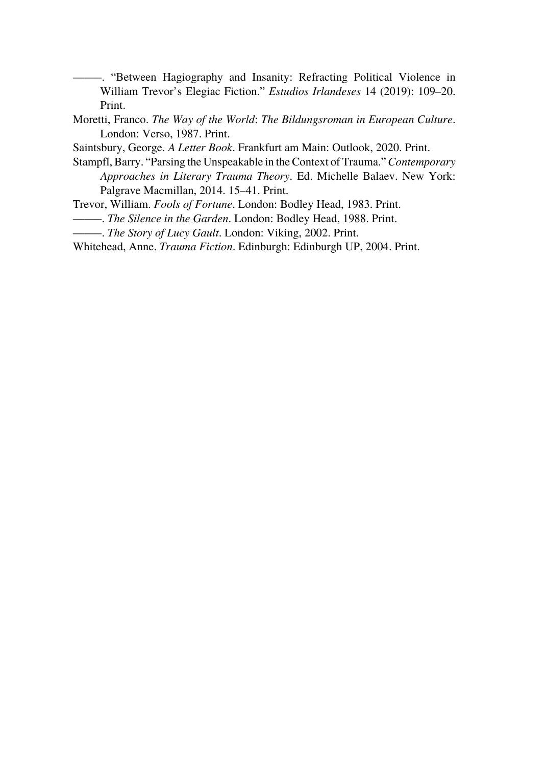———. “Between Hagiography and Insanity: Refracting Political Violence in William Trevor’s Elegiac Fiction.” *Estudios Irlandeses* 14 (2019): 109–20. Print.

Moretti, Franco. *The Way of the World*: *The Bildungsroman in European Culture*. London: Verso, 1987. Print.

Saintsbury, George. *A Letter Book*. Frankfurt am Main: Outlook, 2020. Print.

Stampfl, Barry. “Parsing the Unspeakable in the Context of Trauma.” *Contemporary Approaches in Literary Trauma Theory*. Ed. Michelle Balaev. New York: Palgrave Macmillan, 2014. 15–41. Print.

Trevor, William. *Fools of Fortune*. London: Bodley Head, 1983. Print.

———. *The Silence in the Garden*. London: Bodley Head, 1988. Print.

———. *The Story of Lucy Gault*. London: Viking, 2002. Print.

Whitehead, Anne. *Trauma Fiction*. Edinburgh: Edinburgh UP, 2004. Print.